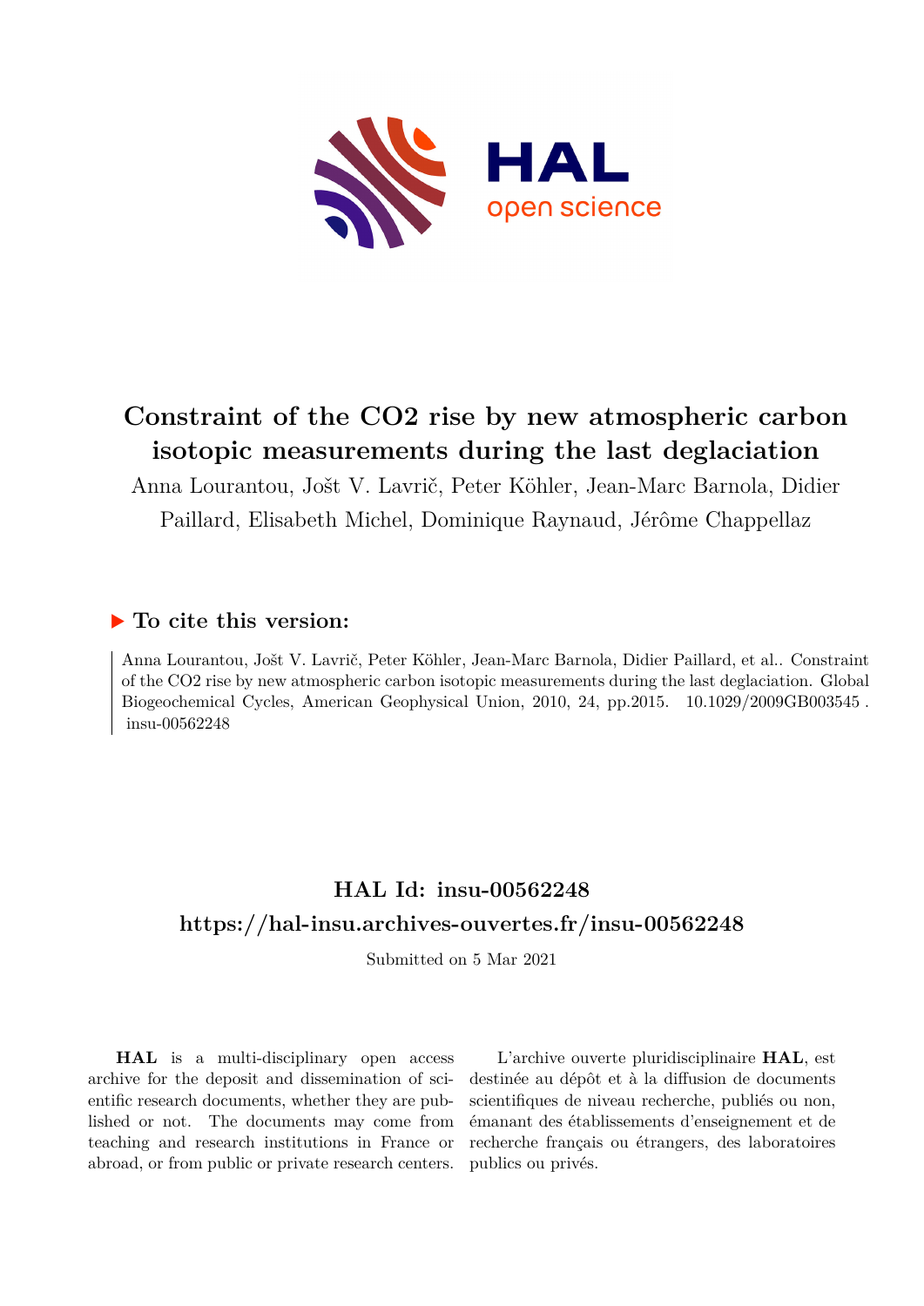# Constraint of the CO2 rise by new atmospheric carbon isotopic measurements during the last deglaciation

Anna Lourantou, Jošt V. Lavrič, Peter Köhler, Jean-Marc Barnola, Didier Paillard, Elisabeth Michel, Dominique Raynaud, Jérôme Chappellaz

## ▶ To cite this version:

Anna Lourantou, Jošt V. Lavrič, Peter Köhler, Jean-Marc Barnola, Didier Paillard, et al.. Constraint of the CO2 rise by new atmospheric carbon isotopic measurements during the last deglaciation. Global Biogeochemical Cycles, American Geophysical Union, 2010, 24, pp.2015. 10.1029/2009GB003545 . insu-00562248

## HAL Id: insu-00562248

## https://hal-insu.archives-ouvertes.fr/insu-00562248

Submitted on 5 Mar 2021

**HAL** is a multi-disciplinary open access archive for the deposit and dissemination of scientific research documents, whether they are published or not. The documents may come from teaching and research institutions in France or abroad, or from public or private research centers.

L'archive ouverte pluridisciplinaire **HAL**, est destinée au dépôt et à la diffusion de documents scientifiques de niveau recherche, publiés ou non, émanant des établissements d'enseignement et de recherche français ou étrangers, des laboratoires publics ou privés.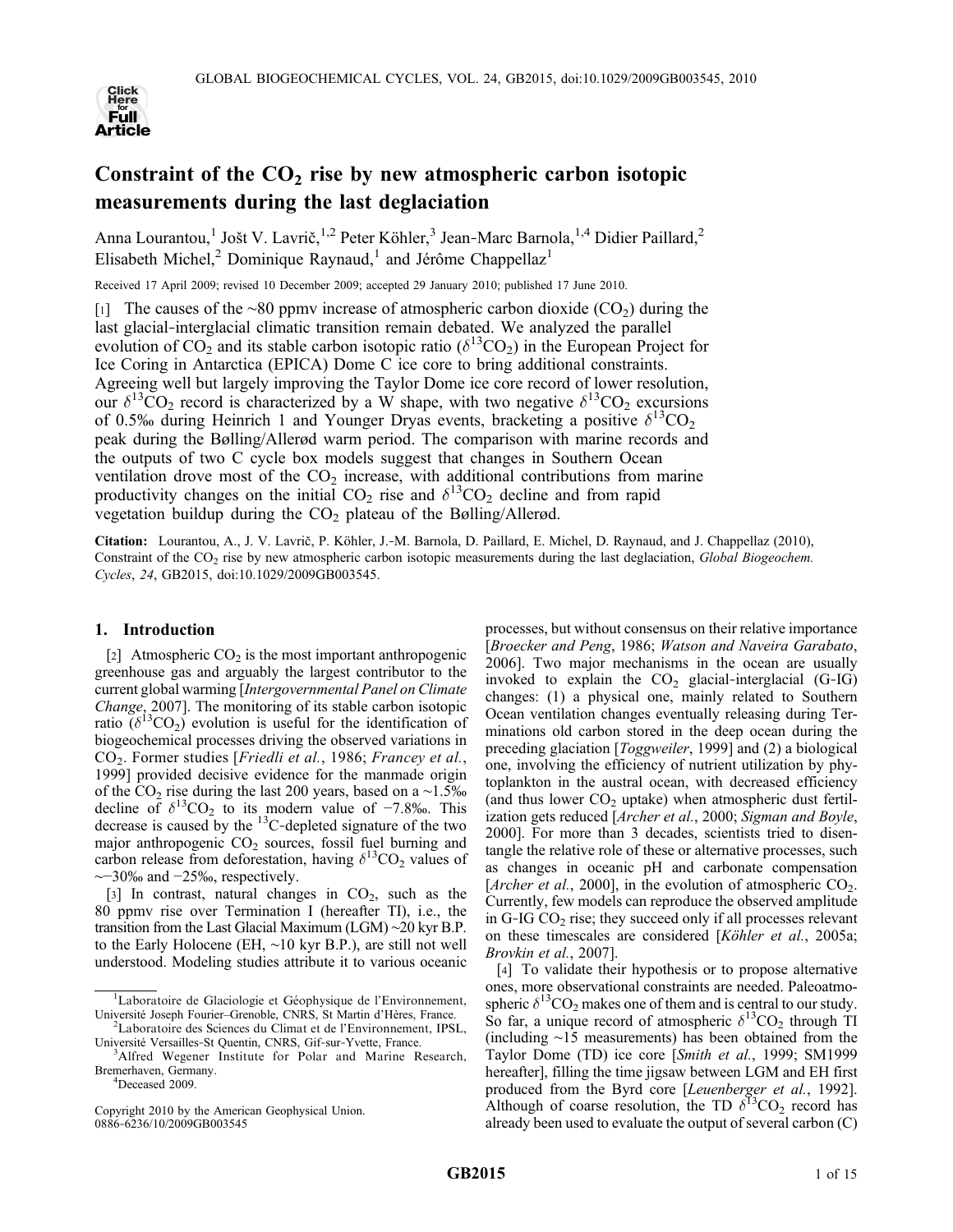# Constraint of the $CO_2$ rise by new atmospheric carbon isotopic measurements during the last deglaciation

Anna Lourantou,[1] Jošt V. Lavrič,[1,2] Peter Köhler,[3] Jean-Marc Barnola,[1,4] Didier Paillard,[2] Elisabeth Michel,[2] Dominique Raynaud,[1] and Jérôme Chappellaz[1]

Received 17 April 2009; revised 10 December 2009; accepted 29 January 2010; published 17 June 2010.

[1] The causes of the ~80 ppmv increase of atmospheric carbon dioxide ($CO_2$) during the last glacial-interglacial climatic transition remain debated. We analyzed the parallel evolution of $CO_2$ and its stable carbon isotopic ratio ($\delta^{13}CO_2$) in the European Project for Ice Coring in Antarctica (EPICA) Dome C ice core to bring additional constraints. Agreeing well but largely improving the Taylor Dome ice core record of lower resolution, our $\delta^{13}CO_2$ record is characterized by a W shape, with two negative $\delta^{13}CO_2$ excursions of 0.5‰ during Heinrich 1 and Younger Dryas events, bracketing a positive $\delta^{13}CO_2$ peak during the Bølling/Allerød warm period. The comparison with marine records and the outputs of two C cycle box models suggest that changes in Southern Ocean ventilation drove most of the $CO_2$ increase, with additional contributions from marine productivity changes on the initial $CO_2$ rise and $\delta^{13}CO_2$ decline and from rapid vegetation buildup during the $CO_2$ plateau of the Bølling/Allerød.

**Citation:** Lourantou, A., J. V. Lavrič, P. Köhler, J.-M. Barnola, D. Paillard, E. Michel, D. Raynaud, and J. Chappellaz (2010), Constraint of the $CO_2$ rise by new atmospheric carbon isotopic measurements during the last deglaciation, *Global Biogeochem. Cycles*, *24*, GB2015, doi:10.1029/2009GB003545.

## 1. Introduction

[2] Atmospheric $CO_2$ is the most important anthropogenic greenhouse gas and arguably the largest contributor to the current global warming [*Intergovernmental Panel on Climate Change*, 2007]. The monitoring of its stable carbon isotopic ratio ($\delta^{13}CO_2$) evolution is useful for the identification of biogeochemical processes driving the observed variations in $CO_2$. Former studies [*Friedli et al.*, 1986; *Francey et al.*, 1999] provided decisive evidence for the manmade origin of the $CO_2$ rise during the last 200 years, based on a ~1.5‰ decline of $\delta^{13}CO_2$ to its modern value of −7.8‰. This decrease is caused by the $^{13}C$-depleted signature of the two major anthropogenic $CO_2$ sources, fossil fuel burning and carbon release from deforestation, having $\delta^{13}CO_2$ values of ~−30‰ and −25‰, respectively.

[3] In contrast, natural changes in $CO_2$, such as the 80 ppmv rise over Termination I (hereafter TI), i.e., the transition from the Last Glacial Maximum (LGM) ~20 kyr B.P. to the Early Holocene (EH, ~10 kyr B.P.), are still not well understood. Modeling studies attribute it to various oceanic processes, but without consensus on their relative importance [*Broecker and Peng*, 1986; *Watson and Naveira Garabato*, 2006]. Two major mechanisms in the ocean are usually invoked to explain the $CO_2$ glacial-interglacial (G-IG) changes: (1) a physical one, mainly related to Southern Ocean ventilation changes eventually releasing during Terminations old carbon stored in the deep ocean during the preceding glaciation [*Toggweiler*, 1999] and (2) a biological one, involving the efficiency of nutrient utilization by phytoplankton in the austral ocean, with decreased efficiency (and thus lower $CO_2$ uptake) when atmospheric dust fertilization gets reduced [*Archer et al.*, 2000; *Sigman and Boyle*, 2000]. For more than 3 decades, scientists tried to disentangle the relative role of these or alternative processes, such as changes in oceanic pH and carbonate compensation [*Archer et al.*, 2000], in the evolution of atmospheric $CO_2$. Currently, few models can reproduce the observed amplitude in G-IG $CO_2$ rise; they succeed only if all processes relevant on these timescales are considered [*Köhler et al.*, 2005a; *Brovkin et al.*, 2007].

[4] To validate their hypothesis or to propose alternative ones, more observational constraints are needed. Paleoatmospheric $\delta^{13}CO_2$ makes one of them and is central to our study. So far, a unique record of atmospheric $\delta^{13}CO_2$ through TI (including ~15 measurements) has been obtained from the Taylor Dome (TD) ice core [*Smith et al.*, 1999; SM1999 hereafter], filling the time jigsaw between LGM and EH first produced from the Byrd core [*Leuenberger et al.*, 1992]. Although of coarse resolution, the TD $\delta^{13}CO_2$ record has already been used to evaluate the output of several carbon (C)

---

[1] Laboratoire de Glaciologie et Géophysique de l'Environnement, Université Joseph Fourier–Grenoble, CNRS, St Martin d'Hères, France.

[2] Laboratoire des Sciences du Climat et de l'Environnement, IPSL, Université Versailles-St Quentin, CNRS, Gif-sur-Yvette, France.

[3] Alfred Wegener Institute for Polar and Marine Research, Bremerhaven, Germany.

[4] Deceased 2009.

Copyright 2010 by the American Geophysical Union.
0886-6236/10/2009GB003545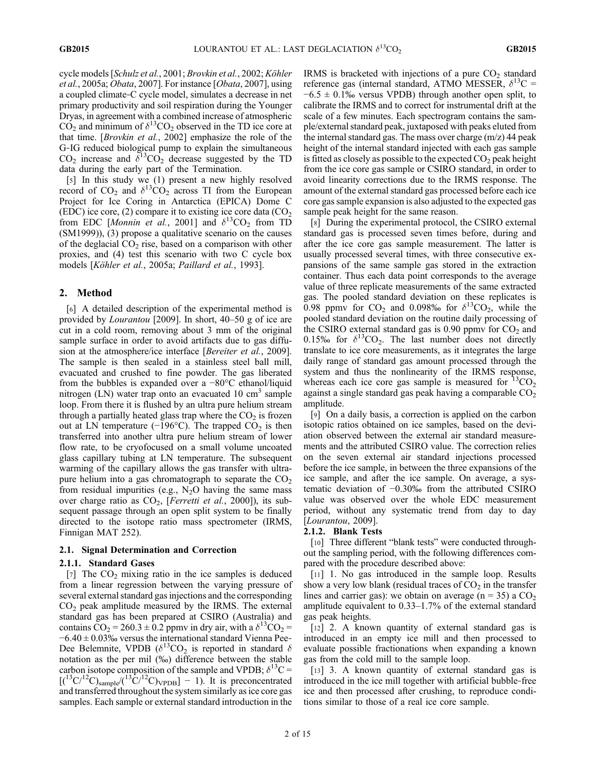cycle models [*Schulz et al.*, 2001; *Brovkin et al.*, 2002; *Köhler et al.*, 2005a; *Obata*, 2007]. For instance [*Obata*, 2007], using a coupled climate-C cycle model, simulates a decrease in net primary productivity and soil respiration during the Younger Dryas, in agreement with a combined increase of atmospheric $CO_2$ and minimum of $\delta^{13}CO_2$ observed in the TD ice core at that time. [*Brovkin et al.*, 2002] emphasize the role of the G-IG reduced biological pump to explain the simultaneous $CO_2$ increase and $\delta^{13}CO_2$ decrease suggested by the TD data during the early part of the Termination.

[5] In this study we (1) present a new highly resolved record of $CO_2$ and $\delta^{13}CO_2$ across TI from the European Project for Ice Coring in Antarctica (EPICA) Dome C (EDC) ice core, (2) compare it to existing ice core data ($CO_2$ from EDC [*Monnin et al.*, 2001] and $\delta^{13}CO_2$ from TD (SM1999)), (3) propose a qualitative scenario on the causes of the deglacial $CO_2$ rise, based on a comparison with other proxies, and (4) test this scenario with two C cycle box models [*Köhler et al.*, 2005a; *Paillard et al.*, 1993].

## 2. Method

[6] A detailed description of the experimental method is provided by *Lourantou* [2009]. In short, 40–50 g of ice are cut in a cold room, removing about 3 mm of the original sample surface in order to avoid artifacts due to gas diffusion at the atmosphere/ice interface [*Bereiter et al.*, 2009]. The sample is then sealed in a stainless steel ball mill, evacuated and crushed to fine powder. The gas liberated from the bubbles is expanded over a −80°C ethanol/liquid nitrogen (LN) water trap onto an evacuated 10 $cm^3$ sample loop. From there it is flushed by an ultra pure helium stream through a partially heated glass trap where the $CO_2$ is frozen out at LN temperature (−196°C). The trapped $CO_2$ is then transferred into another ultra pure helium stream of lower flow rate, to be cryofocused on a small volume uncoated glass capillary tubing at LN temperature. The subsequent warming of the capillary allows the gas transfer with ultrapure helium into a gas chromatograph to separate the $CO_2$ from residual impurities (e.g., $N_2O$ having the same mass over charge ratio as $CO_2$, [*Ferretti et al.*, 2000]), its subsequent passage through an open split system to be finally directed to the isotope ratio mass spectrometer (IRMS, Finnigan MAT 252).

### 2.1. Signal Determination and Correction

#### 2.1.1. Standard Gases

[7] The $CO_2$ mixing ratio in the ice samples is deduced from a linear regression between the varying pressure of several external standard gas injections and the corresponding $CO_2$ peak amplitude measured by the IRMS. The external standard gas has been prepared at CSIRO (Australia) and contains $CO_2$ = 260.3 ± 0.2 ppmv in dry air, with a $\delta^{13}CO_2$ = −6.40 ± 0.03‰ versus the international standard Vienna Pee-Dee Belemnite, VPDB ($\delta^{13}CO_2$ is reported in standard $\delta$ notation as the per mil (‰) difference between the stable carbon isotope composition of the sample and VPDB; $\delta^{13}C = [(^{13}C/^{12}C)_{sample}/(^{13}C/^{12}C)_{VPDB}] - 1$). It is preconcentrated and transferred throughout the system similarly as ice core gas samples. Each sample or external standard introduction in the IRMS is bracketed with injections of a pure $CO_2$ standard reference gas (internal standard, ATMO MESSER, $\delta^{13}C$ = −6.5 ± 0.1‰ versus VPDB) through another open split, to calibrate the IRMS and to correct for instrumental drift at the scale of a few minutes. Each spectrogram contains the sample/external standard peak, juxtaposed with peaks eluted from the internal standard gas. The mass over charge (m/z) 44 peak height of the internal standard injected with each gas sample is fitted as closely as possible to the expected $CO_2$ peak height from the ice core gas sample or CSIRO standard, in order to avoid linearity corrections due to the IRMS response. The amount of the external standard gas processed before each ice core gas sample expansion is also adjusted to the expected gas sample peak height for the same reason.

[8] During the experimental protocol, the CSIRO external standard gas is processed seven times before, during and after the ice core gas sample measurement. The latter is usually processed several times, with three consecutive expansions of the same sample gas stored in the extraction container. Thus each data point corresponds to the average value of three replicate measurements of the same extracted gas. The pooled standard deviation on these replicates is 0.98 ppmv for $CO_2$ and 0.098‰ for $\delta^{13}CO_2$, while the pooled standard deviation on the routine daily processing of the CSIRO external standard gas is 0.90 ppmv for $CO_2$ and 0.15‰ for $\delta^{13}CO_2$. The last number does not directly translate to ice core measurements, as it integrates the large daily range of standard gas amount processed through the system and thus the nonlinearity of the IRMS response, whereas each ice core gas sample is measured for $^{13}CO_2$ against a single standard gas peak having a comparable $CO_2$ amplitude.

[9] On a daily basis, a correction is applied on the carbon isotopic ratios obtained on ice samples, based on the deviation observed between the external air standard measurements and the attributed CSIRO value. The correction relies on the seven external air standard injections processed before the ice sample, in between the three expansions of the ice sample, and after the ice sample. On average, a systematic deviation of −0.30‰ from the attributed CSIRO value was observed over the whole EDC measurement period, without any systematic trend from day to day [*Lourantou*, 2009].

#### 2.1.2. Blank Tests

[10] Three different "blank tests" were conducted throughout the sampling period, with the following differences compared with the procedure described above:

[11] 1. No gas introduced in the sample loop. Results show a very low blank (residual traces of $CO_2$ in the transfer lines and carrier gas): we obtain on average (n = 35) a $CO_2$ amplitude equivalent to 0.33–1.7% of the external standard gas peak heights.

[12] 2. A known quantity of external standard gas is introduced in an empty ice mill and then processed to evaluate possible fractionations when expanding a known gas from the cold mill to the sample loop.

[13] 3. A known quantity of external standard gas is introduced in the ice mill together with artificial bubble-free ice and then processed after crushing, to reproduce conditions similar to those of a real ice core sample.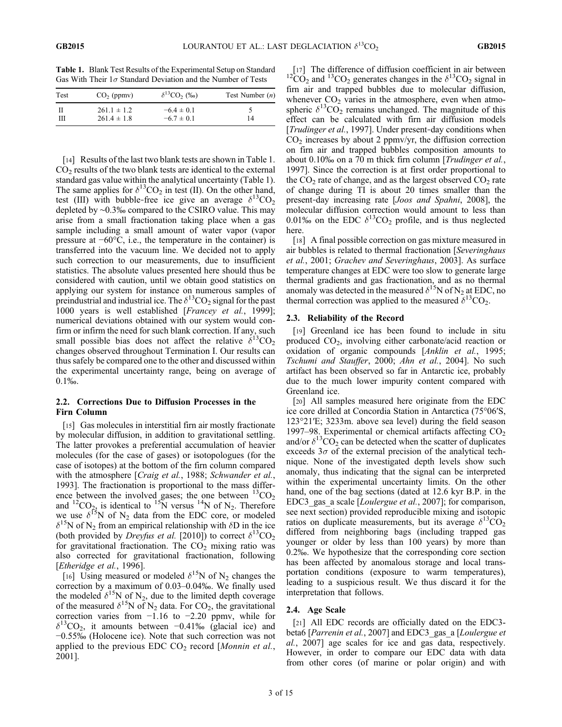**Table 1.** Blank Test Results of the Experimental Setup on Standard Gas With Their 1σ Standard Deviation and the Number of Tests

| Test | $CO_2$ (ppmv) | $\delta^{13}CO_2$ (‰) | Test Number ($n$) |
|---|---|---|---|
| II | 261.1 ± 1.2 | −6.4 ± 0.1 | 5 |
| III | 261.4 ± 1.8 | −6.7 ± 0.1 | 14 |

[14] Results of the last two blank tests are shown in Table 1. $CO_2$ results of the two blank tests are identical to the external standard gas value within the analytical uncertainty (Table 1). The same applies for $\delta^{13}CO_2$ in test (II). On the other hand, test (III) with bubble-free ice give an average $\delta^{13}CO_2$ depleted by ~0.3‰ compared to the CSIRO value. This may arise from a small fractionation taking place when a gas sample including a small amount of water vapor (vapor pressure at −60°C, i.e., the temperature in the container) is transferred into the vacuum line. We decided not to apply such correction to our measurements, due to insufficient statistics. The absolute values presented here should thus be considered with caution, until we obtain good statistics on applying our system for instance on numerous samples of preindustrial and industrial ice. The $\delta^{13}CO_2$ signal for the past 1000 years is well established [*Francey et al.*, 1999]; numerical deviations obtained with our system would confirm or infirm the need for such blank correction. If any, such small possible bias does not affect the relative $\delta^{13}CO_2$ changes observed throughout Termination I. Our results can thus safely be compared one to the other and discussed within the experimental uncertainty range, being on average of 0.1‰.

### 2.2. Corrections Due to Diffusion Processes in the Firn Column

[15] Gas molecules in interstitial firn air mostly fractionate by molecular diffusion, in addition to gravitational settling. The latter provokes a preferential accumulation of heavier molecules (for the case of gases) or isotopologues (for the case of isotopes) at the bottom of the firn column compared with the atmosphere [*Craig et al.*, 1988; *Schwander et al.*, 1993]. The fractionation is proportional to the mass difference between the involved gases; the one between $^{13}CO_2$ and $^{12}CO_2$ is identical to $^{15}N$ versus $^{14}N$ of $N_2$. Therefore we use $\delta^{15}N$ of $N_2$ data from the EDC core, or modeled $\delta^{15}N$ of $N_2$ from an empirical relationship with $\delta D$ in the ice (both provided by *Dreyfus et al.* [2010]) to correct $\delta^{13}CO_2$ for gravitational fractionation. The $CO_2$ mixing ratio was also corrected for gravitational fractionation, following [*Etheridge et al.*, 1996].

[16] Using measured or modeled $\delta^{15}N$ of $N_2$ changes the correction by a maximum of 0.03–0.04‰. We finally used the modeled $\delta^{15}N$ of $N_2$, due to the limited depth coverage of the measured $\delta^{15}N$ of $N_2$ data. For $CO_2$, the gravitational correction varies from −1.16 to −2.20 ppmv, while for $\delta^{13}CO_2$, it amounts between −0.41‰ (glacial ice) and −0.55‰ (Holocene ice). Note that such correction was not applied to the previous EDC $CO_2$ record [*Monnin et al.*, 2001].

[17] The difference of diffusion coefficient in air between $^{12}CO_2$ and $^{13}CO_2$ generates changes in the $\delta^{13}CO_2$ signal in firn air and trapped bubbles due to molecular diffusion, whenever $CO_2$ varies in the atmosphere, even when atmospheric $\delta^{13}CO_2$ remains unchanged. The magnitude of this effect can be calculated with firn air diffusion models [*Trudinger et al.*, 1997]. Under present-day conditions when $CO_2$ increases by about 2 ppmv/yr, the diffusion correction on firn air and trapped bubbles composition amounts to about 0.10‰ on a 70 m thick firn column [*Trudinger et al.*, 1997]. Since the correction is at first order proportional to the $CO_2$ rate of change, and as the largest observed $CO_2$ rate of change during TI is about 20 times smaller than the present-day increasing rate [*Joos and Spahni*, 2008], the molecular diffusion correction would amount to less than 0.01‰ on the EDC $\delta^{13}CO_2$ profile, and is thus neglected here.

[18] A final possible correction on gas mixture measured in air bubbles is related to thermal fractionation [*Severinghaus et al.*, 2001; *Grachev and Severinghaus*, 2003]. As surface temperature changes at EDC were too slow to generate large thermal gradients and gas fractionation, and as no thermal anomaly was detected in the measured $\delta^{15}N$ of $N_2$ at EDC, no thermal correction was applied to the measured $\delta^{13}CO_2$.

### 2.3. Reliability of the Record

[19] Greenland ice has been found to include in situ produced $CO_2$, involving either carbonate/acid reaction or oxidation of organic compounds [*Anklin et al.*, 1995; *Tschumi and Stauffer*, 2000; *Ahn et al.*, 2004]. No such artifact has been observed so far in Antarctic ice, probably due to the much lower impurity content compared with Greenland ice.

[20] All samples measured here originate from the EDC ice core drilled at Concordia Station in Antarctica (75°06′S, 123°21′E; 3233m. above sea level) during the field season 1997–98. Experimental or chemical artifacts affecting $CO_2$ and/or $\delta^{13}CO_2$ can be detected when the scatter of duplicates exceeds 3σ of the external precision of the analytical technique. None of the investigated depth levels show such anomaly, thus indicating that the signal can be interpreted within the experimental uncertainty limits. On the other hand, one of the bag sections (dated at 12.6 kyr B.P. in the EDC3_gas_a scale [*Loulergue et al.*, 2007]; for comparison, see next section) provided reproducible mixing and isotopic ratios on duplicate measurements, but its average $\delta^{13}CO_2$ differed from neighboring bags (including trapped gas younger or older by less than 100 years) by more than 0.2‰. We hypothesize that the corresponding core section has been affected by anomalous storage and local transportation conditions (exposure to warm temperatures), leading to a suspicious result. We thus discard it for the interpretation that follows.

### 2.4. Age Scale

[21] All EDC records are officially dated on the EDC3-beta6 [*Parrenin et al.*, 2007] and EDC3_gas_a [*Loulergue et al.*, 2007] age scales for ice and gas data, respectively. However, in order to compare our EDC data with data from other cores (of marine or polar origin) and with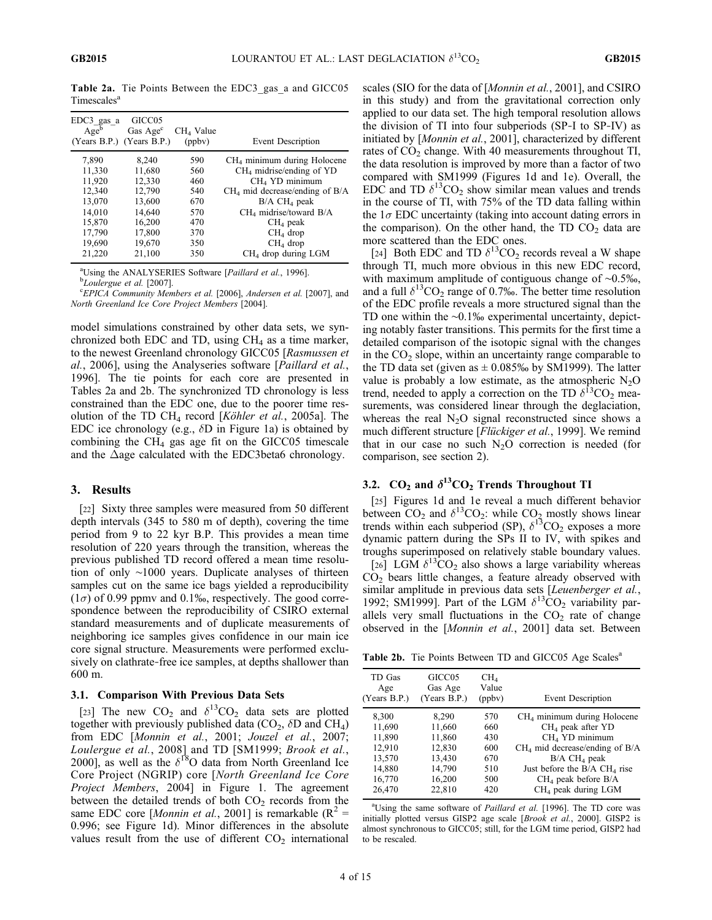**Table 2a.** Tie Points Between the EDC3_gas_a and GICC05 Timescales[a]

| EDC3_gas_a Age[b] (Years B.P.) | GICC05 Gas Age[c] (Years B.P.) | $CH_4$ Value (ppbv) | Event Description |
|---|---|---|---|
| 7,890 | 8,240 | 590 | $CH_4$ minimum during Holocene |
| 11,330 | 11,680 | 560 | $CH_4$ midrise/ending of YD |
| 11,920 | 12,330 | 460 | $CH_4$ YD minimum |
| 12,340 | 12,790 | 540 | $CH_4$ mid decrease/ending of B/A |
| 13,070 | 13,600 | 670 | B/A $CH_4$ peak |
| 14,010 | 14,640 | 570 | $CH_4$ midrise/toward B/A |
| 15,870 | 16,200 | 470 | $CH_4$ peak |
| 17,790 | 17,800 | 370 | $CH_4$ drop |
| 19,690 | 19,670 | 350 | $CH_4$ drop |
| 21,220 | 21,100 | 350 | $CH_4$ drop during LGM |

[a]Using the ANALYSERIES Software [*Paillard et al.*, 1996].
[b]*Loulergue et al.* [2007].
[c]*EPICA Community Members et al.* [2006], *Andersen et al.* [2007], and *North Greenland Ice Core Project Members* [2004].

model simulations constrained by other data sets, we synchronized both EDC and TD, using $CH_4$ as a time marker, to the newest Greenland chronology GICC05 [*Rasmussen et al.*, 2006], using the Analyseries software [*Paillard et al.*, 1996]. The tie points for each core are presented in Tables 2a and 2b. The synchronized TD chronology is less constrained than the EDC one, due to the poorer time resolution of the TD $CH_4$ record [*Köhler et al.*, 2005a]. The EDC ice chronology (e.g., $\delta$D in Figure 1a) is obtained by combining the $CH_4$ gas age fit on the GICC05 timescale and the $\Delta$age calculated with the EDC3beta6 chronology.

## 3. Results

[22] Sixty three samples were measured from 50 different depth intervals (345 to 580 m of depth), covering the time period from 9 to 22 kyr B.P. This provides a mean time resolution of 220 years through the transition, whereas the previous published TD record offered a mean time resolution of only ~1000 years. Duplicate analyses of thirteen samples cut on the same ice bags yielded a reproducibility (1$\sigma$) of 0.99 ppmv and 0.1‰, respectively. The good correspondence between the reproducibility of CSIRO external standard measurements and of duplicate measurements of neighboring ice samples gives confidence in our main ice core signal structure. Measurements were performed exclusively on clathrate-free ice samples, at depths shallower than 600 m.

### 3.1. Comparison With Previous Data Sets

[23] The new $CO_2$ and $\delta^{13}CO_2$ data sets are plotted together with previously published data ($CO_2$, $\delta$D and $CH_4$) from EDC [*Monnin et al.*, 2001; *Jouzel et al.*, 2007; *Loulergue et al.*, 2008] and TD [SM1999; *Brook et al.*, 2000], as well as the $\delta^{18}$O data from North Greenland Ice Core Project (NGRIP) core [*North Greenland Ice Core Project Members*, 2004] in Figure 1. The agreement between the detailed trends of both $CO_2$ records from the same EDC core [*Monnin et al.*, 2001] is remarkable ($R^2$ = 0.996; see Figure 1d). Minor differences in the absolute values result from the use of different $CO_2$ international scales (SIO for the data of [*Monnin et al.*, 2001], and CSIRO in this study) and from the gravitational correction only applied to our data set. The high temporal resolution allows the division of TI into four subperiods (SP-I to SP-IV) as initiated by [*Monnin et al.*, 2001], characterized by different rates of $CO_2$ change. With 40 measurements throughout TI, the data resolution is improved by more than a factor of two compared with SM1999 (Figures 1d and 1e). Overall, the EDC and TD $\delta^{13}CO_2$ show similar mean values and trends in the course of TI, with 75% of the TD data falling within the 1$\sigma$ EDC uncertainty (taking into account dating errors in the comparison). On the other hand, the TD $CO_2$ data are more scattered than the EDC ones.

[24] Both EDC and TD $\delta^{13}CO_2$ records reveal a W shape through TI, much more obvious in this new EDC record, with maximum amplitude of contiguous change of ~0.5‰, and a full $\delta^{13}CO_2$ range of 0.7‰. The better time resolution of the EDC profile reveals a more structured signal than the TD one within the ~0.1‰ experimental uncertainty, depicting notably faster transitions. This permits for the first time a detailed comparison of the isotopic signal with the changes in the $CO_2$ slope, within an uncertainty range comparable to the TD data set (given as ± 0.085‰ by SM1999). The latter value is probably a low estimate, as the atmospheric $N_2O$ trend, needed to apply a correction on the TD $\delta^{13}CO_2$ measurements, was considered linear through the deglaciation, whereas the real $N_2O$ signal reconstructed since shows a much different structure [*Flückiger et al.*, 1999]. We remind that in our case no such $N_2O$ correction is needed (for comparison, see section 2).

### 3.2. $CO_2$ and $\delta^{13}CO_2$ Trends Throughout TI

[25] Figures 1d and 1e reveal a much different behavior between $CO_2$ and $\delta^{13}CO_2$: while $CO_2$ mostly shows linear trends within each subperiod (SP), $\delta^{13}CO_2$ exposes a more dynamic pattern during the SPs II to IV, with spikes and troughs superimposed on relatively stable boundary values.

[26] LGM $\delta^{13}CO_2$ also shows a large variability whereas $CO_2$ bears little changes, a feature already observed with similar amplitude in previous data sets [*Leuenberger et al.*, 1992; SM1999]. Part of the LGM $\delta^{13}CO_2$ variability parallels very small fluctuations in the $CO_2$ rate of change observed in the [*Monnin et al.*, 2001] data set. Between

**Table 2b.** Tie Points Between TD and GICC05 Age Scales[a]

| TD Gas Age (Years B.P.) | GICC05 Gas Age (Years B.P.) | $CH_4$ Value (ppbv) | Event Description |
|---|---|---|---|
| 8,300 | 8,290 | 570 | $CH_4$ minimum during Holocene |
| 11,690 | 11,660 | 660 | $CH_4$ peak after YD |
| 11,890 | 11,860 | 430 | $CH_4$ YD minimum |
| 12,910 | 12,830 | 600 | $CH_4$ mid decrease/ending of B/A |
| 13,570 | 13,430 | 670 | B/A $CH_4$ peak |
| 14,880 | 14,790 | 510 | Just before the B/A $CH_4$ rise |
| 16,770 | 16,200 | 500 | $CH_4$ peak before B/A |
| 26,470 | 22,810 | 420 | $CH_4$ peak during LGM |

[a]Using the same software of *Paillard et al.* [1996]. The TD core was initially plotted versus GISP2 age scale [*Brook et al.*, 2000]. GISP2 is almost synchronous to GICC05; still, for the LGM time period, GISP2 had to be rescaled.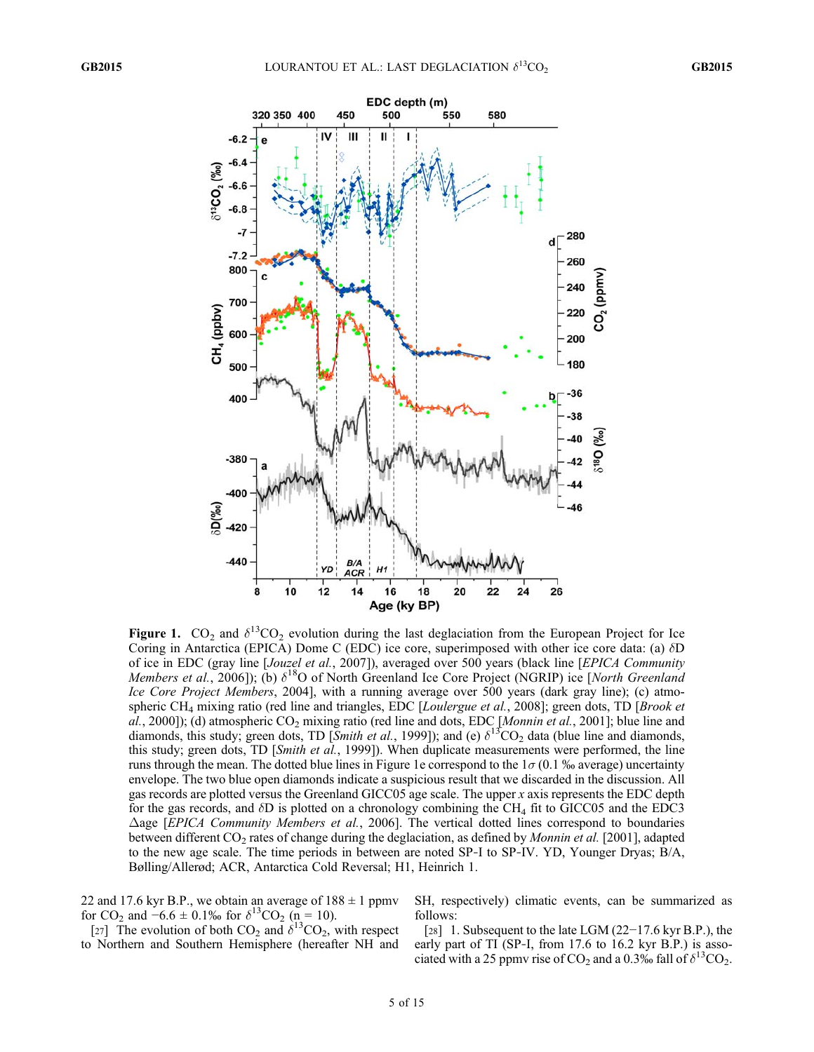**Figure 1.** $CO_2$ and $\delta^{13}CO_2$ evolution during the last deglaciation from the European Project for Ice Coring in Antarctica (EPICA) Dome C (EDC) ice core, superimposed with other ice core data: (a) $\delta$D of ice in EDC (gray line [*Jouzel et al.*, 2007]), averaged over 500 years (black line [*EPICA Community Members et al.*, 2006]); (b) $\delta^{18}$O of North Greenland Ice Core Project (NGRIP) ice [*North Greenland Ice Core Project Members*, 2004], with a running average over 500 years (dark gray line); (c) atmospheric $CH_4$ mixing ratio (red line and triangles, EDC [*Loulergue et al.*, 2008]; green dots, TD [*Brook et al.*, 2000]); (d) atmospheric $CO_2$ mixing ratio (red line and dots, EDC [*Monnin et al.*, 2001]; blue line and diamonds, this study; green dots, TD [*Smith et al.*, 1999]); and (e) $\delta^{13}CO_2$ data (blue line and diamonds, this study; green dots, TD [*Smith et al.*, 1999]). When duplicate measurements were performed, the line runs through the mean. The dotted blue lines in Figure 1e correspond to the 1$\sigma$ (0.1 ‰ average) uncertainty envelope. The two blue open diamonds indicate a suspicious result that we discarded in the discussion. All gas records are plotted versus the Greenland GICC05 age scale. The upper *x* axis represents the EDC depth for the gas records, and $\delta$D is plotted on a chronology combining the $CH_4$ fit to GICC05 and the EDC3 $\Delta$age [*EPICA Community Members et al.*, 2006]. The vertical dotted lines correspond to boundaries between different $CO_2$ rates of change during the deglaciation, as defined by *Monnin et al.* [2001], adapted to the new age scale. The time periods in between are noted SP-I to SP-IV. YD, Younger Dryas; B/A, Bølling/Allerød; ACR, Antarctica Cold Reversal; H1, Heinrich 1.

22 and 17.6 kyr B.P., we obtain an average of 188 ± 1 ppmv for $CO_2$ and −6.6 ± 0.1‰ for $\delta^{13}CO_2$ (n = 10).

[27] The evolution of both $CO_2$ and $\delta^{13}CO_2$, with respect to Northern and Southern Hemisphere (hereafter NH and SH, respectively) climatic events, can be summarized as follows:

[28] 1. Subsequent to the late LGM (22−17.6 kyr B.P.), the early part of TI (SP-I, from 17.6 to 16.2 kyr B.P.) is associated with a 25 ppmv rise of $CO_2$ and a 0.3‰ fall of $\delta^{13}CO_2$.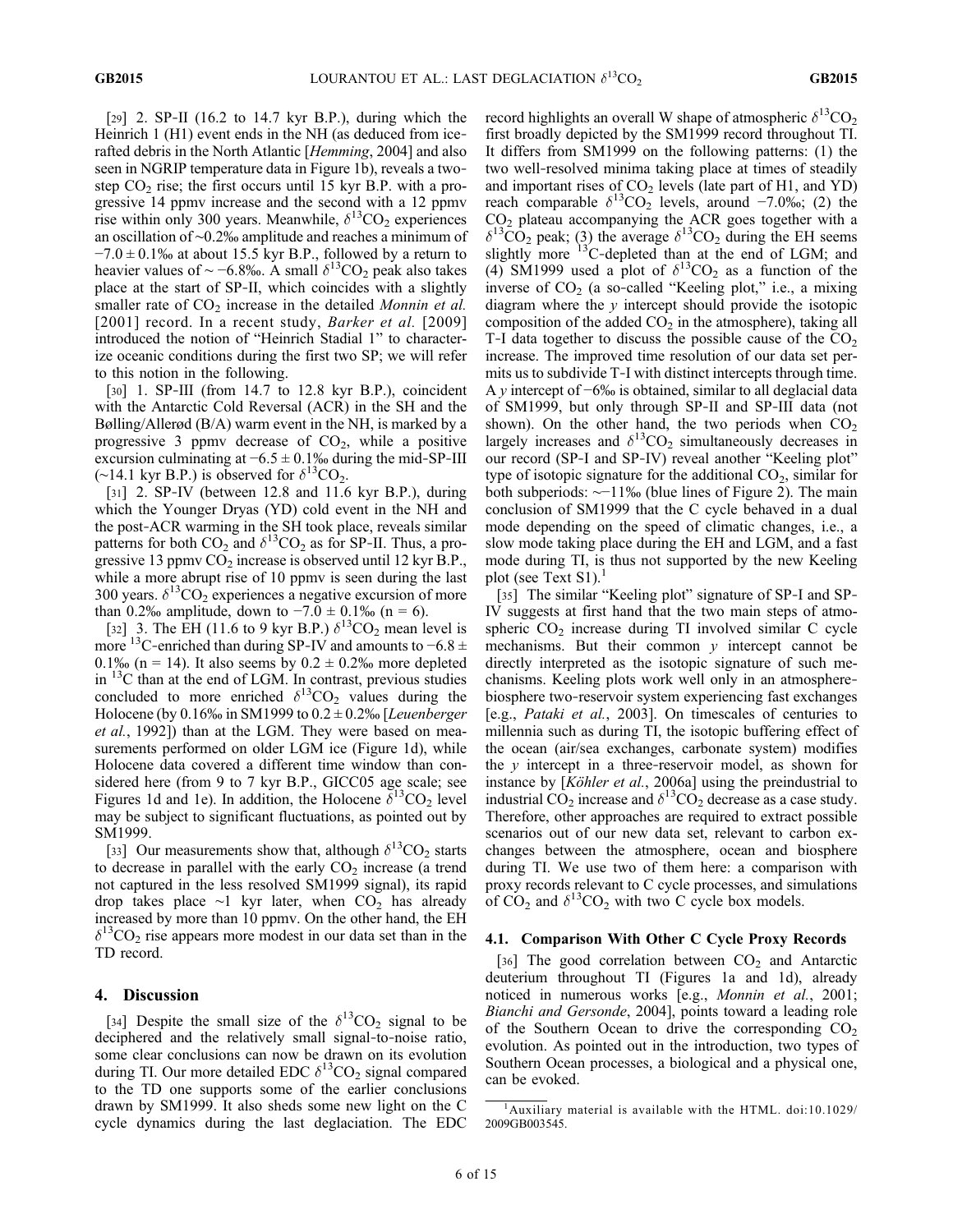[29] 2. SP-II (16.2 to 14.7 kyr B.P.), during which the Heinrich 1 (H1) event ends in the NH (as deduced from ice-rafted debris in the North Atlantic [*Hemming*, 2004] and also seen in NGRIP temperature data in Figure 1b), reveals a two-step $CO_2$ rise; the first occurs until 15 kyr B.P. with a progressive 14 ppmv increase and the second with a 12 ppmv rise within only 300 years. Meanwhile, $\delta^{13}CO_2$ experiences an oscillation of ~0.2‰ amplitude and reaches a minimum of $-7.0 \pm 0.1$‰ at about 15.5 kyr B.P., followed by a return to heavier values of ~ −6.8‰. A small $\delta^{13}CO_2$ peak also takes place at the start of SP-II, which coincides with a slightly smaller rate of $CO_2$ increase in the detailed *Monnin et al.* [2001] record. In a recent study, *Barker et al.* [2009] introduced the notion of "Heinrich Stadial 1" to characterize oceanic conditions during the first two SP; we will refer to this notion in the following.

[30] 1. SP-III (from 14.7 to 12.8 kyr B.P.), coincident with the Antarctic Cold Reversal (ACR) in the SH and the Bølling/Allerød (B/A) warm event in the NH, is marked by a progressive 3 ppmv decrease of $CO_2$, while a positive excursion culminating at $-6.5 \pm 0.1$‰ during the mid-SP-III (~14.1 kyr B.P.) is observed for $\delta^{13}CO_2$.

[31] 2. SP-IV (between 12.8 and 11.6 kyr B.P.), during which the Younger Dryas (YD) cold event in the NH and the post-ACR warming in the SH took place, reveals similar patterns for both $CO_2$ and $\delta^{13}CO_2$ as for SP-II. Thus, a progressive 13 ppmv $CO_2$ increase is observed until 12 kyr B.P., while a more abrupt rise of 10 ppmv is seen during the last 300 years. $\delta^{13}CO_2$ experiences a negative excursion of more than 0.2‰ amplitude, down to $-7.0 \pm 0.1$‰ ($n = 6$).

[32] 3. The EH (11.6 to 9 kyr B.P.) $\delta^{13}CO_2$ mean level is more $^{13}$C-enriched than during SP-IV and amounts to $-6.8 \pm 0.1$‰ ($n = 14$). It also seems by $0.2 \pm 0.2$‰ more depleted in $^{13}$C than at the end of LGM. In contrast, previous studies concluded to more enriched $\delta^{13}CO_2$ values during the Holocene (by 0.16‰ in SM1999 to $0.2 \pm 0.2$‰ [*Leuenberger et al.*, 1992]) than at the LGM. They were based on measurements performed on older LGM ice (Figure 1d), while Holocene data covered a different time window than considered here (from 9 to 7 kyr B.P., GICC05 age scale; see Figures 1d and 1e). In addition, the Holocene $\delta^{13}CO_2$ level may be subject to significant fluctuations, as pointed out by SM1999.

[33] Our measurements show that, although $\delta^{13}CO_2$ starts to decrease in parallel with the early $CO_2$ increase (a trend not captured in the less resolved SM1999 signal), its rapid drop takes place ~1 kyr later, when $CO_2$ has already increased by more than 10 ppmv. On the other hand, the EH $\delta^{13}CO_2$ rise appears more modest in our data set than in the TD record.

## 4. Discussion

[34] Despite the small size of the $\delta^{13}CO_2$ signal to be deciphered and the relatively small signal-to-noise ratio, some clear conclusions can now be drawn on its evolution during TI. Our more detailed EDC $\delta^{13}CO_2$ signal compared to the TD one supports some of the earlier conclusions drawn by SM1999. It also sheds some new light on the C cycle dynamics during the last deglaciation. The EDC record highlights an overall W shape of atmospheric $\delta^{13}CO_2$ first broadly depicted by the SM1999 record throughout TI. It differs from SM1999 on the following patterns: (1) the two well-resolved minima taking place at times of steadily and important rises of $CO_2$ levels (late part of H1, and YD) reach comparable $\delta^{13}CO_2$ levels, around −7.0‰; (2) the $CO_2$ plateau accompanying the ACR goes together with a $\delta^{13}CO_2$ peak; (3) the average $\delta^{13}CO_2$ during the EH seems slightly more $^{13}$C-depleted than at the end of LGM; and (4) SM1999 used a plot of $\delta^{13}CO_2$ as a function of the inverse of $CO_2$ (a so-called "Keeling plot," i.e., a mixing diagram where the $y$ intercept should provide the isotopic composition of the added $CO_2$ in the atmosphere), taking all T-I data together to discuss the possible cause of the $CO_2$ increase. The improved time resolution of our data set permits us to subdivide T-I with distinct intercepts through time. A $y$ intercept of −6‰ is obtained, similar to all deglacial data of SM1999, but only through SP-II and SP-III data (not shown). On the other hand, the two periods when $CO_2$ largely increases and $\delta^{13}CO_2$ simultaneously decreases in our record (SP-I and SP-IV) reveal another "Keeling plot" type of isotopic signature for the additional $CO_2$, similar for both subperiods: ~−11‰ (blue lines of Figure 2). The main conclusion of SM1999 that the C cycle behaved in a dual mode depending on the speed of climatic changes, i.e., a slow mode taking place during the EH and LGM, and a fast mode during TI, is thus not supported by the new Keeling plot (see Text S1).[1]

[35] The similar "Keeling plot" signature of SP-I and SP-IV suggests at first hand that the two main steps of atmospheric $CO_2$ increase during TI involved similar C cycle mechanisms. But their common $y$ intercept cannot be directly interpreted as the isotopic signature of such mechanisms. Keeling plots work well only in an atmosphere-biosphere two-reservoir system experiencing fast exchanges [e.g., *Pataki et al.*, 2003]. On timescales of centuries to millennia such as during TI, the isotopic buffering effect of the ocean (air/sea exchanges, carbonate system) modifies the $y$ intercept in a three-reservoir model, as shown for instance by [*Köhler et al.*, 2006a] using the preindustrial to industrial $CO_2$ increase and $\delta^{13}CO_2$ decrease as a case study. Therefore, other approaches are required to extract possible scenarios out of our new data set, relevant to carbon exchanges between the atmosphere, ocean and biosphere during TI. We use two of them here: a comparison with proxy records relevant to C cycle processes, and simulations of $CO_2$ and $\delta^{13}CO_2$ with two C cycle box models.

### 4.1. Comparison With Other C Cycle Proxy Records

[36] The good correlation between $CO_2$ and Antarctic deuterium throughout TI (Figures 1a and 1d), already noticed in numerous works [e.g., *Monnin et al.*, 2001; *Bianchi and Gersonde*, 2004], points toward a leading role of the Southern Ocean to drive the corresponding $CO_2$ evolution. As pointed out in the introduction, two types of Southern Ocean processes, a biological and a physical one, can be evoked.

[1] Auxiliary material is available with the HTML. doi:10.1029/2009GB003545.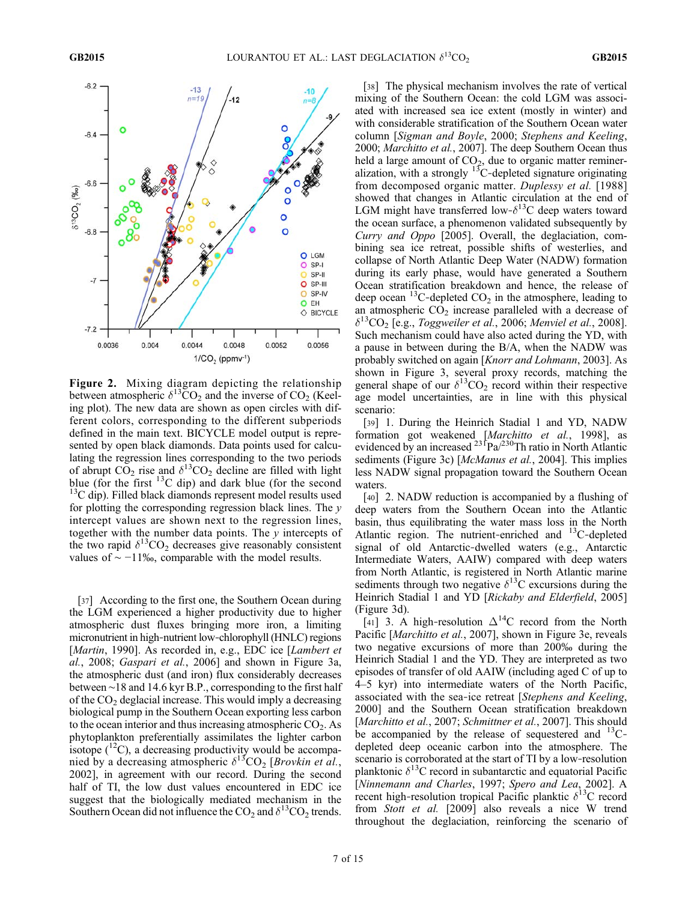**Figure 2.** Mixing diagram depicting the relationship between atmospheric $\delta^{13}CO_2$ and the inverse of $CO_2$ (Keeling plot). The new data are shown as open circles with different colors, corresponding to the different subperiods defined in the main text. BICYCLE model output is represented by open black diamonds. Data points used for calculating the regression lines corresponding to the two periods of abrupt $CO_2$ rise and $\delta^{13}CO_2$ decline are filled with light blue (for the first $^{13}C$ dip) and dark blue (for the second $^{13}C$ dip). Filled black diamonds represent model results used for plotting the corresponding regression black lines. The $y$ intercept values are shown next to the regression lines, together with the number data points. The $y$ intercepts of the two rapid $\delta^{13}CO_2$ decreases give reasonably consistent values of ~ −11‰, comparable with the model results.

[37] According to the first one, the Southern Ocean during the LGM experienced a higher productivity due to higher atmospheric dust fluxes bringing more iron, a limiting micronutrient in high-nutrient low-chlorophyll (HNLC) regions [*Martin*, 1990]. As recorded in, e.g., EDC ice [*Lambert et al.*, 2008; *Gaspari et al.*, 2006] and shown in Figure 3a, the atmospheric dust (and iron) flux considerably decreases between ~18 and 14.6 kyr B.P., corresponding to the first half of the $CO_2$ deglacial increase. This would imply a decreasing biological pump in the Southern Ocean exporting less carbon to the ocean interior and thus increasing atmospheric $CO_2$. As phytoplankton preferentially assimilates the lighter carbon isotope ($^{12}C$), a decreasing productivity would be accompanied by a decreasing atmospheric $\delta^{13}CO_2$ [*Brovkin et al.*, 2002], in agreement with our record. During the second half of TI, the low dust values encountered in EDC ice suggest that the biologically mediated mechanism in the Southern Ocean did not influence the $CO_2$ and $\delta^{13}CO_2$ trends.

[38] The physical mechanism involves the rate of vertical mixing of the Southern Ocean: the cold LGM was associated with increased sea ice extent (mostly in winter) and with considerable stratification of the Southern Ocean water column [*Sigman and Boyle*, 2000; *Stephens and Keeling*, 2000; *Marchitto et al.*, 2007]. The deep Southern Ocean thus held a large amount of $CO_2$, due to organic matter remineralization, with a strongly $^{13}C$-depleted signature originating from decomposed organic matter. *Duplessy et al.* [1988] showed that changes in Atlantic circulation at the end of LGM might have transferred low-$\delta^{13}C$ deep waters toward the ocean surface, a phenomenon validated subsequently by *Curry and Oppo* [2005]. Overall, the deglaciation, combining sea ice retreat, possible shifts of westerlies, and collapse of North Atlantic Deep Water (NADW) formation during its early phase, would have generated a Southern Ocean stratification breakdown and hence, the release of deep ocean $^{13}C$-depleted $CO_2$ in the atmosphere, leading to an atmospheric $CO_2$ increase paralleled with a decrease of $\delta^{13}CO_2$ [e.g., *Toggweiler et al.*, 2006; *Menviel et al.*, 2008]. Such mechanism could have also acted during the YD, with a pause in between during the B/A, when the NADW was probably switched on again [*Knorr and Lohmann*, 2003]. As shown in Figure 3, several proxy records, matching the general shape of our $\delta^{13}CO_2$ record within their respective age model uncertainties, are in line with this physical scenario:

[39] 1. During the Heinrich Stadial 1 and YD, NADW formation got weakened [*Marchitto et al.*, 1998], as evidenced by an increased $^{231}Pa/^{230}Th$ ratio in North Atlantic sediments (Figure 3c) [*McManus et al.*, 2004]. This implies less NADW signal propagation toward the Southern Ocean waters.

[40] 2. NADW reduction is accompanied by a flushing of deep waters from the Southern Ocean into the Atlantic basin, thus equilibrating the water mass loss in the North Atlantic region. The nutrient-enriched and $^{13}C$-depleted signal of old Antarctic-dwelled waters (e.g., Antarctic Intermediate Waters, AAIW) compared with deep waters from North Atlantic, is registered in North Atlantic marine sediments through two negative $\delta^{13}C$ excursions during the Heinrich Stadial 1 and YD [*Rickaby and Elderfield*, 2005] (Figure 3d).

[41] 3. A high-resolution $\Delta^{14}C$ record from the North Pacific [*Marchitto et al.*, 2007], shown in Figure 3e, reveals two negative excursions of more than 200‰ during the Heinrich Stadial 1 and the YD. They are interpreted as two episodes of transfer of old AAIW (including aged C of up to 4–5 kyr) into intermediate waters of the North Pacific, associated with the sea-ice retreat [*Stephens and Keeling*, 2000] and the Southern Ocean stratification breakdown [*Marchitto et al.*, 2007; *Schmittner et al.*, 2007]. This should be accompanied by the release of sequestered and $^{13}C$-depleted deep oceanic carbon into the atmosphere. The scenario is corroborated at the start of TI by a low-resolution planktonic $\delta^{13}C$ record in subantarctic and equatorial Pacific [*Ninnemann and Charles*, 1997; *Spero and Lea*, 2002]. A recent high-resolution tropical Pacific planktic $\delta^{13}C$ record from *Stott et al.* [2009] also reveals a nice W trend throughout the deglaciation, reinforcing the scenario of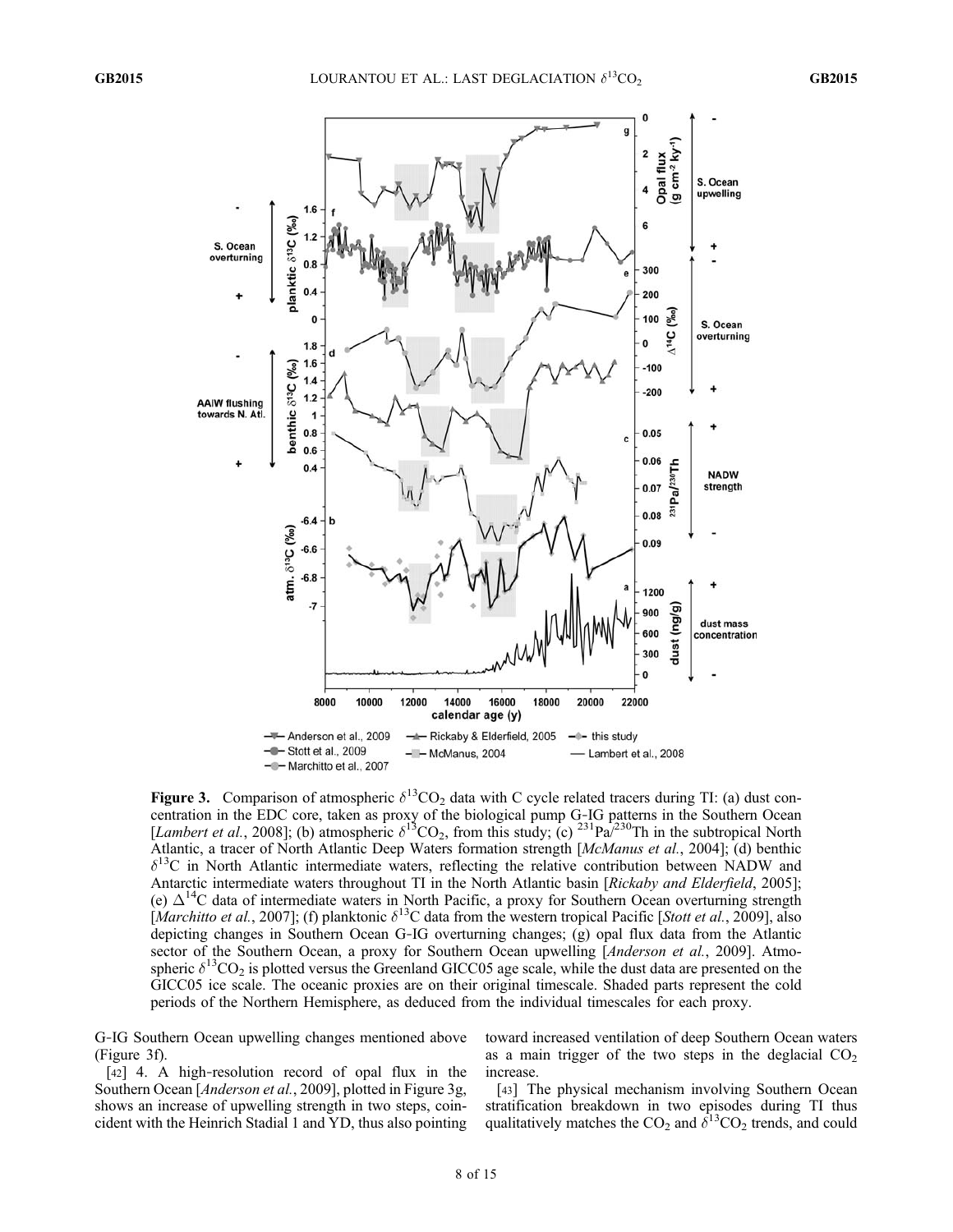**Figure 3.** Comparison of atmospheric $\delta^{13}CO_2$ data with C cycle related tracers during TI: (a) dust concentration in the EDC core, taken as proxy of the biological pump G-IG patterns in the Southern Ocean [*Lambert et al.*, 2008]; (b) atmospheric $\delta^{13}CO_2$, from this study; (c) $^{231}Pa/^{230}Th$ in the subtropical North Atlantic, a tracer of North Atlantic Deep Waters formation strength [*McManus et al.*, 2004]; (d) benthic $\delta^{13}C$ in North Atlantic intermediate waters, reflecting the relative contribution between NADW and Antarctic intermediate waters throughout TI in the North Atlantic basin [*Rickaby and Elderfield*, 2005]; (e) $\Delta^{14}C$ data of intermediate waters in North Pacific, a proxy for Southern Ocean overturning strength [*Marchitto et al.*, 2007]; (f) planktonic $\delta^{13}C$ data from the western tropical Pacific [*Stott et al.*, 2009], also depicting changes in Southern Ocean G-IG overturning changes; (g) opal flux data from the Atlantic sector of the Southern Ocean, a proxy for Southern Ocean upwelling [*Anderson et al.*, 2009]. Atmospheric $\delta^{13}CO_2$ is plotted versus the Greenland GICC05 age scale, while the dust data are presented on the GICC05 ice scale. The oceanic proxies are on their original timescale. Shaded parts represent the cold periods of the Northern Hemisphere, as deduced from the individual timescales for each proxy.

G-IG Southern Ocean upwelling changes mentioned above (Figure 3f).

[42] 4. A high-resolution record of opal flux in the Southern Ocean [*Anderson et al.*, 2009], plotted in Figure 3g, shows an increase of upwelling strength in two steps, coincident with the Heinrich Stadial 1 and YD, thus also pointing toward increased ventilation of deep Southern Ocean waters as a main trigger of the two steps in the deglacial $CO_2$ increase.

[43] The physical mechanism involving Southern Ocean stratification breakdown in two episodes during TI thus qualitatively matches the $CO_2$ and $\delta^{13}CO_2$ trends, and could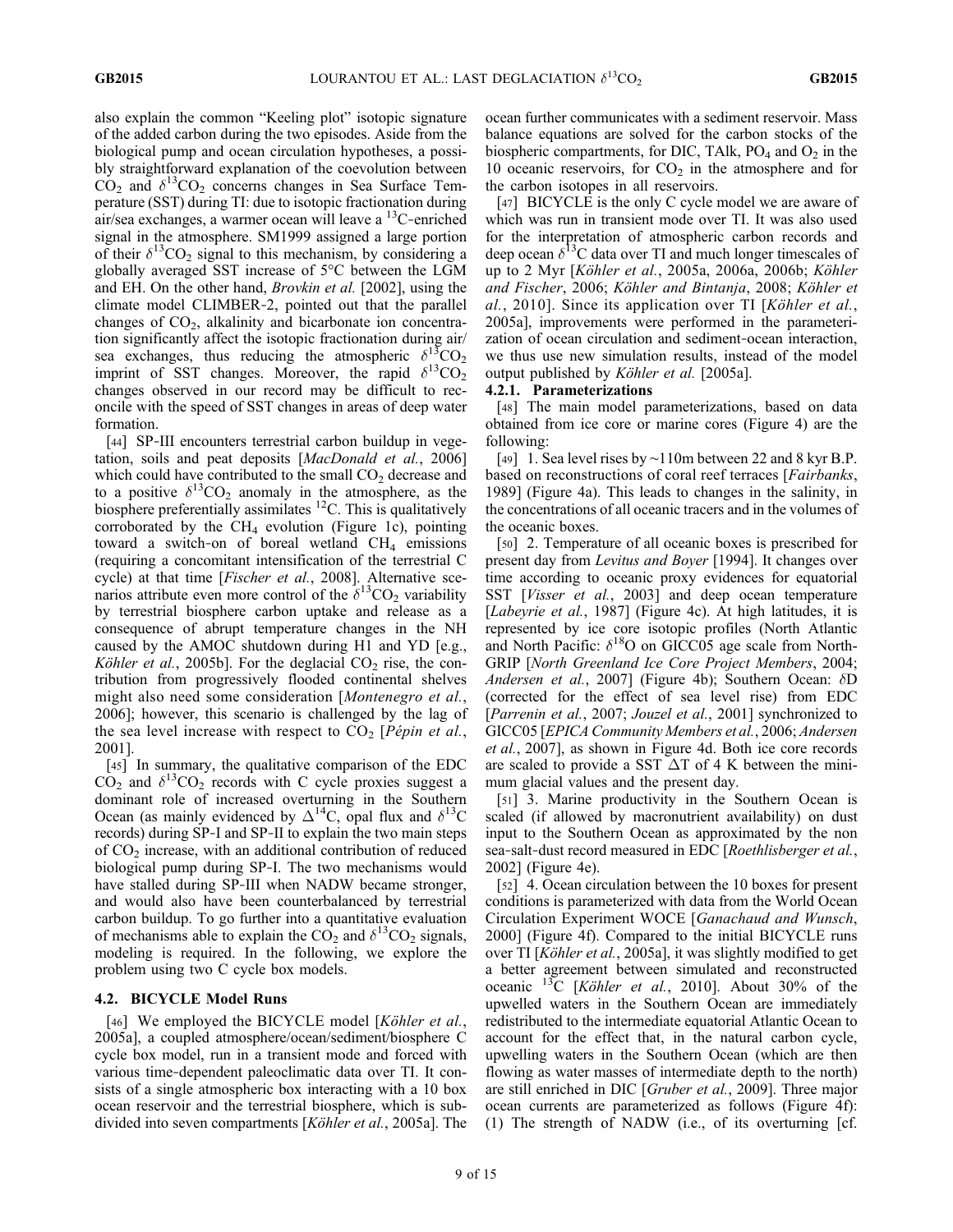also explain the common "Keeling plot" isotopic signature of the added carbon during the two episodes. Aside from the biological pump and ocean circulation hypotheses, a possibly straightforward explanation of the coevolution between $CO_2$ and $\delta^{13}CO_2$ concerns changes in Sea Surface Temperature (SST) during TI: due to isotopic fractionation during air/sea exchanges, a warmer ocean will leave a $^{13}C$-enriched signal in the atmosphere. SM1999 assigned a large portion of their $\delta^{13}CO_2$ signal to this mechanism, by considering a globally averaged SST increase of 5°C between the LGM and EH. On the other hand, *Brovkin et al.* [2002], using the climate model CLIMBER-2, pointed out that the parallel changes of $CO_2$, alkalinity and bicarbonate ion concentration significantly affect the isotopic fractionation during air/sea exchanges, thus reducing the atmospheric $\delta^{13}CO_2$ imprint of SST changes. Moreover, the rapid $\delta^{13}CO_2$ changes observed in our record may be difficult to reconcile with the speed of SST changes in areas of deep water formation.

[44] SP-III encounters terrestrial carbon buildup in vegetation, soils and peat deposits [*MacDonald et al.*, 2006] which could have contributed to the small $CO_2$ decrease and to a positive $\delta^{13}CO_2$ anomaly in the atmosphere, as the biosphere preferentially assimilates $^{12}C$. This is qualitatively corroborated by the $CH_4$ evolution (Figure 1c), pointing toward a switch-on of boreal wetland $CH_4$ emissions (requiring a concomitant intensification of the terrestrial C cycle) at that time [*Fischer et al.*, 2008]. Alternative scenarios attribute even more control of the $\delta^{13}CO_2$ variability by terrestrial biosphere carbon uptake and release as a consequence of abrupt temperature changes in the NH caused by the AMOC shutdown during H1 and YD [e.g., *Köhler et al.*, 2005b]. For the deglacial $CO_2$ rise, the contribution from progressively flooded continental shelves might also need some consideration [*Montenegro et al.*, 2006]; however, this scenario is challenged by the lag of the sea level increase with respect to $CO_2$ [*Pépin et al.*, 2001].

[45] In summary, the qualitative comparison of the EDC $CO_2$ and $\delta^{13}CO_2$ records with C cycle proxies suggest a dominant role of increased overturning in the Southern Ocean (as mainly evidenced by $\Delta^{14}C$, opal flux and $\delta^{13}C$ records) during SP-I and SP-II to explain the two main steps of $CO_2$ increase, with an additional contribution of reduced biological pump during SP-I. The two mechanisms would have stalled during SP-III when NADW became stronger, and would also have been counterbalanced by terrestrial carbon buildup. To go further into a quantitative evaluation of mechanisms able to explain the $CO_2$ and $\delta^{13}CO_2$ signals, modeling is required. In the following, we explore the problem using two C cycle box models.

## 4.2. BICYCLE Model Runs

[46] We employed the BICYCLE model [*Köhler et al.*, 2005a], a coupled atmosphere/ocean/sediment/biosphere C cycle box model, run in a transient mode and forced with various time-dependent paleoclimatic data over TI. It consists of a single atmospheric box interacting with a 10 box ocean reservoir and the terrestrial biosphere, which is subdivided into seven compartments [*Köhler et al.*, 2005a]. The ocean further communicates with a sediment reservoir. Mass balance equations are solved for the carbon stocks of the biospheric compartments, for DIC, TAlk, $PO_4$ and $O_2$ in the 10 oceanic reservoirs, for $CO_2$ in the atmosphere and for the carbon isotopes in all reservoirs.

[47] BICYCLE is the only C cycle model we are aware of which was run in transient mode over TI. It was also used for the interpretation of atmospheric carbon records and deep ocean $\delta^{13}C$ data over TI and much longer timescales of up to 2 Myr [*Köhler et al.*, 2005a, 2006a, 2006b; *Köhler and Fischer*, 2006; *Köhler and Bintanja*, 2008; *Köhler et al.*, 2010]. Since its application over TI [*Köhler et al.*, 2005a], improvements were performed in the parameterization of ocean circulation and sediment-ocean interaction, we thus use new simulation results, instead of the model output published by *Köhler et al.* [2005a].

### 4.2.1. Parameterizations

[48] The main model parameterizations, based on data obtained from ice core or marine cores (Figure 4) are the following:

[49] 1. Sea level rises by ~110m between 22 and 8 kyr B.P. based on reconstructions of coral reef terraces [*Fairbanks*, 1989] (Figure 4a). This leads to changes in the salinity, in the concentrations of all oceanic tracers and in the volumes of the oceanic boxes.

[50] 2. Temperature of all oceanic boxes is prescribed for present day from *Levitus and Boyer* [1994]. It changes over time according to oceanic proxy evidences for equatorial SST [*Visser et al.*, 2003] and deep ocean temperature [*Labeyrie et al.*, 1987] (Figure 4c). At high latitudes, it is represented by ice core isotopic profiles (North Atlantic and North Pacific: $\delta^{18}O$ on GICC05 age scale from NorthGRIP [*North Greenland Ice Core Project Members*, 2004; *Andersen et al.*, 2007] (Figure 4b); Southern Ocean: $\delta D$ (corrected for the effect of sea level rise) from EDC [*Parrenin et al.*, 2007; *Jouzel et al.*, 2001] synchronized to GICC05 [*EPICA Community Members et al.*, 2006; *Andersen et al.*, 2007], as shown in Figure 4d. Both ice core records are scaled to provide a SST $\Delta T$ of 4 K between the minimum glacial values and the present day.

[51] 3. Marine productivity in the Southern Ocean is scaled (if allowed by macronutrient availability) on dust input to the Southern Ocean as approximated by the non sea-salt-dust record measured in EDC [*Roethlisberger et al.*, 2002] (Figure 4e).

[52] 4. Ocean circulation between the 10 boxes for present conditions is parameterized with data from the World Ocean Circulation Experiment WOCE [*Ganachaud and Wunsch*, 2000] (Figure 4f). Compared to the initial BICYCLE runs over TI [*Köhler et al.*, 2005a], it was slightly modified to get a better agreement between simulated and reconstructed oceanic $^{13}C$ [*Köhler et al.*, 2010]. About 30% of the upwelled waters in the Southern Ocean are immediately redistributed to the intermediate equatorial Atlantic Ocean to account for the effect that, in the natural carbon cycle, upwelling waters in the Southern Ocean (which are then flowing as water masses of intermediate depth to the north) are still enriched in DIC [*Gruber et al.*, 2009]. Three major ocean currents are parameterized as follows (Figure 4f): (1) The strength of NADW (i.e., of its overturning [cf.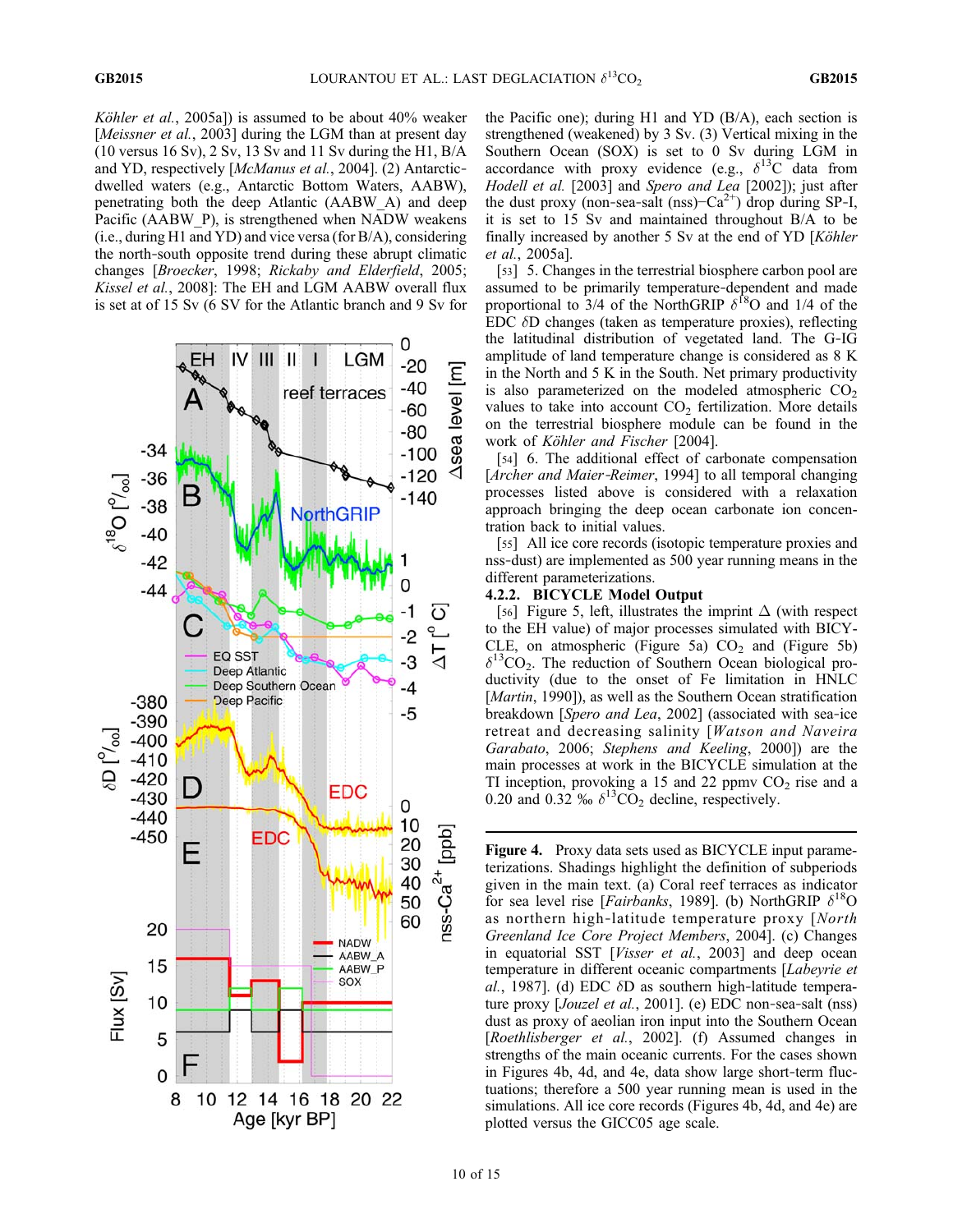*Köhler et al.*, 2005a]) is assumed to be about 40% weaker [*Meissner et al.*, 2003] during the LGM than at present day (10 versus 16 Sv), 2 Sv, 13 Sv and 11 Sv during the H1, B/A and YD, respectively [*McManus et al.*, 2004]. (2) Antarctic-dwelled waters (e.g., Antarctic Bottom Waters, AABW), penetrating both the deep Atlantic (AABW_A) and deep Pacific (AABW_P), is strengthened when NADW weakens (i.e., during H1 and YD) and vice versa (for B/A), considering the north-south opposite trend during these abrupt climatic changes [*Broecker*, 1998; *Rickaby and Elderfield*, 2005; *Kissel et al.*, 2008]: The EH and LGM AABW overall flux is set at of 15 Sv (6 SV for the Atlantic branch and 9 Sv for the Pacific one); during H1 and YD (B/A), each section is strengthened (weakened) by 3 Sv. (3) Vertical mixing in the Southern Ocean (SOX) is set to 0 Sv during LGM in accordance with proxy evidence (e.g., $\delta^{13}C$ data from *Hodell et al.* [2003] and *Spero and Lea* [2002]); just after the dust proxy (non-sea-salt (nss)$-Ca^{2+}$) drop during SP-I, it is set to 15 Sv and maintained throughout B/A to be finally increased by another 5 Sv at the end of YD [*Köhler et al.*, 2005a].

[53] 5. Changes in the terrestrial biosphere carbon pool are assumed to be primarily temperature-dependent and made proportional to 3/4 of the NorthGRIP $\delta^{18}O$ and 1/4 of the EDC $\delta D$ changes (taken as temperature proxies), reflecting the latitudinal distribution of vegetated land. The G-IG amplitude of land temperature change is considered as 8 K in the North and 5 K in the South. Net primary productivity is also parameterized on the modeled atmospheric $CO_2$ values to take into account $CO_2$ fertilization. More details on the terrestrial biosphere module can be found in the work of *Köhler and Fischer* [2004].

[54] 6. The additional effect of carbonate compensation [*Archer and Maier-Reimer*, 1994] to all temporal changing processes listed above is considered with a relaxation approach bringing the deep ocean carbonate ion concentration back to initial values.

[55] All ice core records (isotopic temperature proxies and nss-dust) are implemented as 500 year running means in the different parameterizations.

#### 4.2.2. BICYCLE Model Output

[56] Figure 5, left, illustrates the imprint $\Delta$ (with respect to the EH value) of major processes simulated with BICYCLE, on atmospheric (Figure 5a) $CO_2$ and (Figure 5b) $\delta^{13}CO_2$. The reduction of Southern Ocean biological productivity (due to the onset of Fe limitation in HNLC [*Martin*, 1990]), as well as the Southern Ocean stratification breakdown [*Spero and Lea*, 2002] (associated with sea-ice retreat and decreasing salinity [*Watson and Naveira Garabato*, 2006; *Stephens and Keeling*, 2000]) are the main processes at work in the BICYCLE simulation at the TI inception, provoking a 15 and 22 ppmv $CO_2$ rise and a 0.20 and 0.32 ‰ $\delta^{13}CO_2$ decline, respectively.

**Figure 4.** Proxy data sets used as BICYCLE input parameterizations. Shadings highlight the definition of subperiods given in the main text. (a) Coral reef terraces as indicator for sea level rise [*Fairbanks*, 1989]. (b) NorthGRIP $\delta^{18}O$ as northern high-latitude temperature proxy [*North Greenland Ice Core Project Members*, 2004]. (c) Changes in equatorial SST [*Visser et al.*, 2003] and deep ocean temperature in different oceanic compartments [*Labeyrie et al.*, 1987]. (d) EDC $\delta D$ as southern high-latitude temperature proxy [*Jouzel et al.*, 2001]. (e) EDC non-sea-salt (nss) dust as proxy of aeolian iron input into the Southern Ocean [*Roethlisberger et al.*, 2002]. (f) Assumed changes in strengths of the main oceanic currents. For the cases shown in Figures 4b, 4d, and 4e, data show large short-term fluctuations; therefore a 500 year running mean is used in the simulations. All ice core records (Figures 4b, 4d, and 4e) are plotted versus the GICC05 age scale.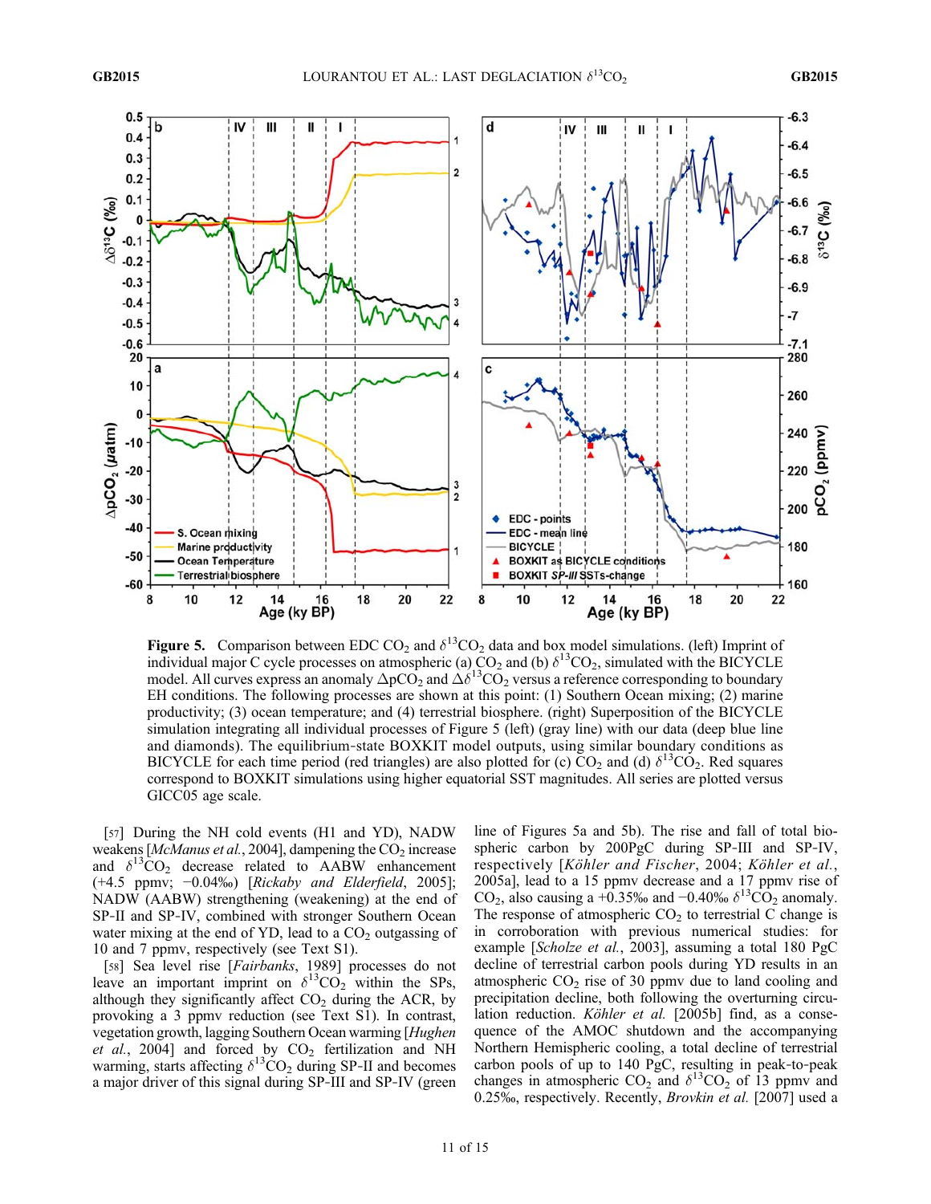**Figure 5.** Comparison between EDC $CO_2$ and $\delta^{13}CO_2$ data and box model simulations. (left) Imprint of individual major C cycle processes on atmospheric (a) $CO_2$ and (b) $\delta^{13}CO_2$, simulated with the BICYCLE model. All curves express an anomaly $\Delta pCO_2$ and $\Delta\delta^{13}CO_2$ versus a reference corresponding to boundary EH conditions. The following processes are shown at this point: (1) Southern Ocean mixing; (2) marine productivity; (3) ocean temperature; and (4) terrestrial biosphere. (right) Superposition of the BICYCLE simulation integrating all individual processes of Figure 5 (left) (gray line) with our data (deep blue line and diamonds). The equilibrium-state BOXKIT model outputs, using similar boundary conditions as BICYCLE for each time period (red triangles) are also plotted for (c) $CO_2$ and (d) $\delta^{13}CO_2$. Red squares correspond to BOXKIT simulations using higher equatorial SST magnitudes. All series are plotted versus GICC05 age scale.

[57] During the NH cold events (H1 and YD), NADW weakens [*McManus et al.*, 2004], dampening the $CO_2$ increase and $\delta^{13}CO_2$ decrease related to AABW enhancement (+4.5 ppmv; −0.04‰) [*Rickaby and Elderfield*, 2005]; NADW (AABW) strengthening (weakening) at the end of SP-II and SP-IV, combined with stronger Southern Ocean water mixing at the end of YD, lead to a $CO_2$ outgassing of 10 and 7 ppmv, respectively (see Text S1).

[58] Sea level rise [*Fairbanks*, 1989] processes do not leave an important imprint on $\delta^{13}CO_2$ within the SPs, although they significantly affect $CO_2$ during the ACR, by provoking a 3 ppmv reduction (see Text S1). In contrast, vegetation growth, lagging Southern Ocean warming [*Hughen et al.*, 2004] and forced by $CO_2$ fertilization and NH warming, starts affecting $\delta^{13}CO_2$ during SP-II and becomes a major driver of this signal during SP-III and SP-IV (green line of Figures 5a and 5b). The rise and fall of total biospheric carbon by 200PgC during SP-III and SP-IV, respectively [*Köhler and Fischer*, 2004; *Köhler et al.*, 2005a], lead to a 15 ppmv decrease and a 17 ppmv rise of $CO_2$, also causing a +0.35‰ and −0.40‰ $\delta^{13}CO_2$ anomaly. The response of atmospheric $CO_2$ to terrestrial C change is in corroboration with previous numerical studies: for example [*Scholze et al.*, 2003], assuming a total 180 PgC decline of terrestrial carbon pools during YD results in an atmospheric $CO_2$ rise of 30 ppmv due to land cooling and precipitation decline, both following the overturning circulation reduction. *Köhler et al.* [2005b] find, as a consequence of the AMOC shutdown and the accompanying Northern Hemispheric cooling, a total decline of terrestrial carbon pools of up to 140 PgC, resulting in peak-to-peak changes in atmospheric $CO_2$ and $\delta^{13}CO_2$ of 13 ppmv and 0.25‰, respectively. Recently, *Brovkin et al.* [2007] used a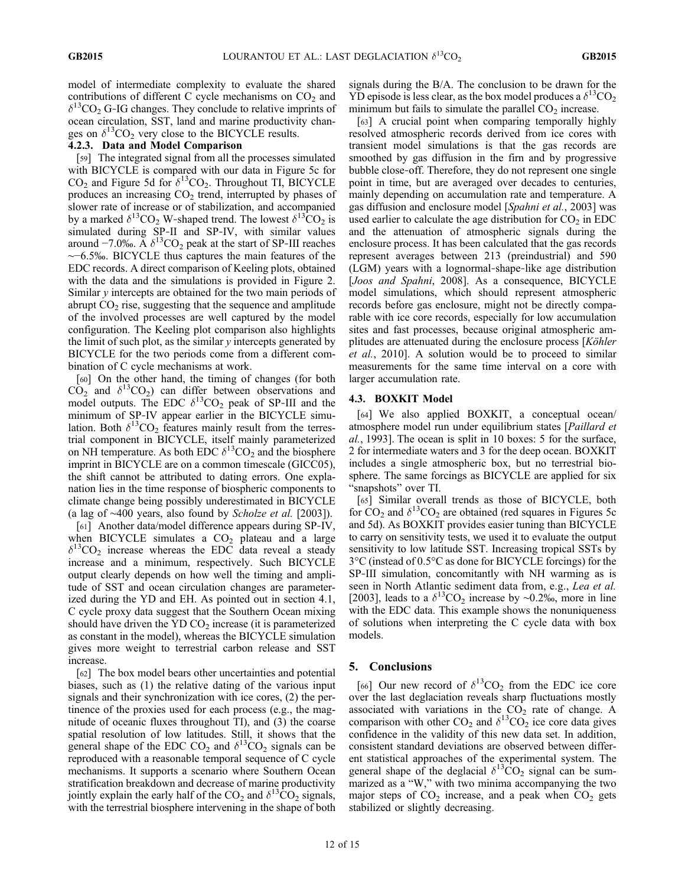model of intermediate complexity to evaluate the shared contributions of different C cycle mechanisms on $CO_2$ and $\delta^{13}CO_2$ G-IG changes. They conclude to relative imprints of ocean circulation, SST, land and marine productivity changes on $\delta^{13}CO_2$ very close to the BICYCLE results.

#### 4.2.3. Data and Model Comparison

[59] The integrated signal from all the processes simulated with BICYCLE is compared with our data in Figure 5c for $CO_2$ and Figure 5d for $\delta^{13}CO_2$. Throughout TI, BICYCLE produces an increasing $CO_2$ trend, interrupted by phases of slower rate of increase or of stabilization, and accompanied by a marked $\delta^{13}CO_2$ W-shaped trend. The lowest $\delta^{13}CO_2$ is simulated during SP-II and SP-IV, with similar values around −7.0‰. A $\delta^{13}CO_2$ peak at the start of SP-III reaches ∼−6.5‰. BICYCLE thus captures the main features of the EDC records. A direct comparison of Keeling plots, obtained with the data and the simulations is provided in Figure 2. Similar *y* intercepts are obtained for the two main periods of abrupt $CO_2$ rise, suggesting that the sequence and amplitude of the involved processes are well captured by the model configuration. The Keeling plot comparison also highlights the limit of such plot, as the similar *y* intercepts generated by BICYCLE for the two periods come from a different combination of C cycle mechanisms at work.

[60] On the other hand, the timing of changes (for both $CO_2$ and $\delta^{13}CO_2$) can differ between observations and model outputs. The EDC $\delta^{13}CO_2$ peak of SP-III and the minimum of SP-IV appear earlier in the BICYCLE simulation. Both $\delta^{13}CO_2$ features mainly result from the terrestrial component in BICYCLE, itself mainly parameterized on NH temperature. As both EDC $\delta^{13}CO_2$ and the biosphere imprint in BICYCLE are on a common timescale (GICC05), the shift cannot be attributed to dating errors. One explanation lies in the time response of biospheric components to climate change being possibly underestimated in BICYCLE (a lag of ~400 years, also found by *Scholze et al.* [2003]).

[61] Another data/model difference appears during SP-IV, when BICYCLE simulates a $CO_2$ plateau and a large $\delta^{13}CO_2$ increase whereas the EDC data reveal a steady increase and a minimum, respectively. Such BICYCLE output clearly depends on how well the timing and amplitude of SST and ocean circulation changes are parameterized during the YD and EH. As pointed out in section 4.1, C cycle proxy data suggest that the Southern Ocean mixing should have driven the YD $CO_2$ increase (it is parameterized as constant in the model), whereas the BICYCLE simulation gives more weight to terrestrial carbon release and SST increase.

[62] The box model bears other uncertainties and potential biases, such as (1) the relative dating of the various input signals and their synchronization with ice cores, (2) the pertinence of the proxies used for each process (e.g., the magnitude of oceanic fluxes throughout TI), and (3) the coarse spatial resolution of low latitudes. Still, it shows that the general shape of the EDC $CO_2$ and $\delta^{13}CO_2$ signals can be reproduced with a reasonable temporal sequence of C cycle mechanisms. It supports a scenario where Southern Ocean stratification breakdown and decrease of marine productivity jointly explain the early half of the $CO_2$ and $\delta^{13}CO_2$ signals, with the terrestrial biosphere intervening in the shape of both signals during the B/A. The conclusion to be drawn for the YD episode is less clear, as the box model produces a $\delta^{13}CO_2$ minimum but fails to simulate the parallel $CO_2$ increase.

[63] A crucial point when comparing temporally highly resolved atmospheric records derived from ice cores with transient model simulations is that the gas records are smoothed by gas diffusion in the firn and by progressive bubble close-off. Therefore, they do not represent one single point in time, but are averaged over decades to centuries, mainly depending on accumulation rate and temperature. A gas diffusion and enclosure model [*Spahni et al.*, 2003] was used earlier to calculate the age distribution for $CO_2$ in EDC and the attenuation of atmospheric signals during the enclosure process. It has been calculated that the gas records represent averages between 213 (preindustrial) and 590 (LGM) years with a lognormal-shape-like age distribution [*Joos and Spahni*, 2008]. As a consequence, BICYCLE model simulations, which should represent atmospheric records before gas enclosure, might not be directly comparable with ice core records, especially for low accumulation sites and fast processes, because original atmospheric amplitudes are attenuated during the enclosure process [*Köhler et al.*, 2010]. A solution would be to proceed to similar measurements for the same time interval on a core with larger accumulation rate.

### 4.3. BOXKIT Model

[64] We also applied BOXKIT, a conceptual ocean/atmosphere model run under equilibrium states [*Paillard et al.*, 1993]. The ocean is split in 10 boxes: 5 for the surface, 2 for intermediate waters and 3 for the deep ocean. BOXKIT includes a single atmospheric box, but no terrestrial biosphere. The same forcings as BICYCLE are applied for six "snapshots" over TI.

[65] Similar overall trends as those of BICYCLE, both for $CO_2$ and $\delta^{13}CO_2$ are obtained (red squares in Figures 5c and 5d). As BOXKIT provides easier tuning than BICYCLE to carry on sensitivity tests, we used it to evaluate the output sensitivity to low latitude SST. Increasing tropical SSTs by 3°C (instead of 0.5°C as done for BICYCLE forcings) for the SP-III simulation, concomitantly with NH warming as is seen in North Atlantic sediment data from, e.g., *Lea et al.* [2003], leads to a $\delta^{13}CO_2$ increase by ~0.2‰, more in line with the EDC data. This example shows the nonuniqueness of solutions when interpreting the C cycle data with box models.

## 5. Conclusions

[66] Our new record of $\delta^{13}CO_2$ from the EDC ice core over the last deglaciation reveals sharp fluctuations mostly associated with variations in the $CO_2$ rate of change. A comparison with other $CO_2$ and $\delta^{13}CO_2$ ice core data gives confidence in the validity of this new data set. In addition, consistent standard deviations are observed between different statistical approaches of the experimental system. The general shape of the deglacial $\delta^{13}CO_2$ signal can be summarized as a "W," with two minima accompanying the two major steps of $CO_2$ increase, and a peak when $CO_2$ gets stabilized or slightly decreasing.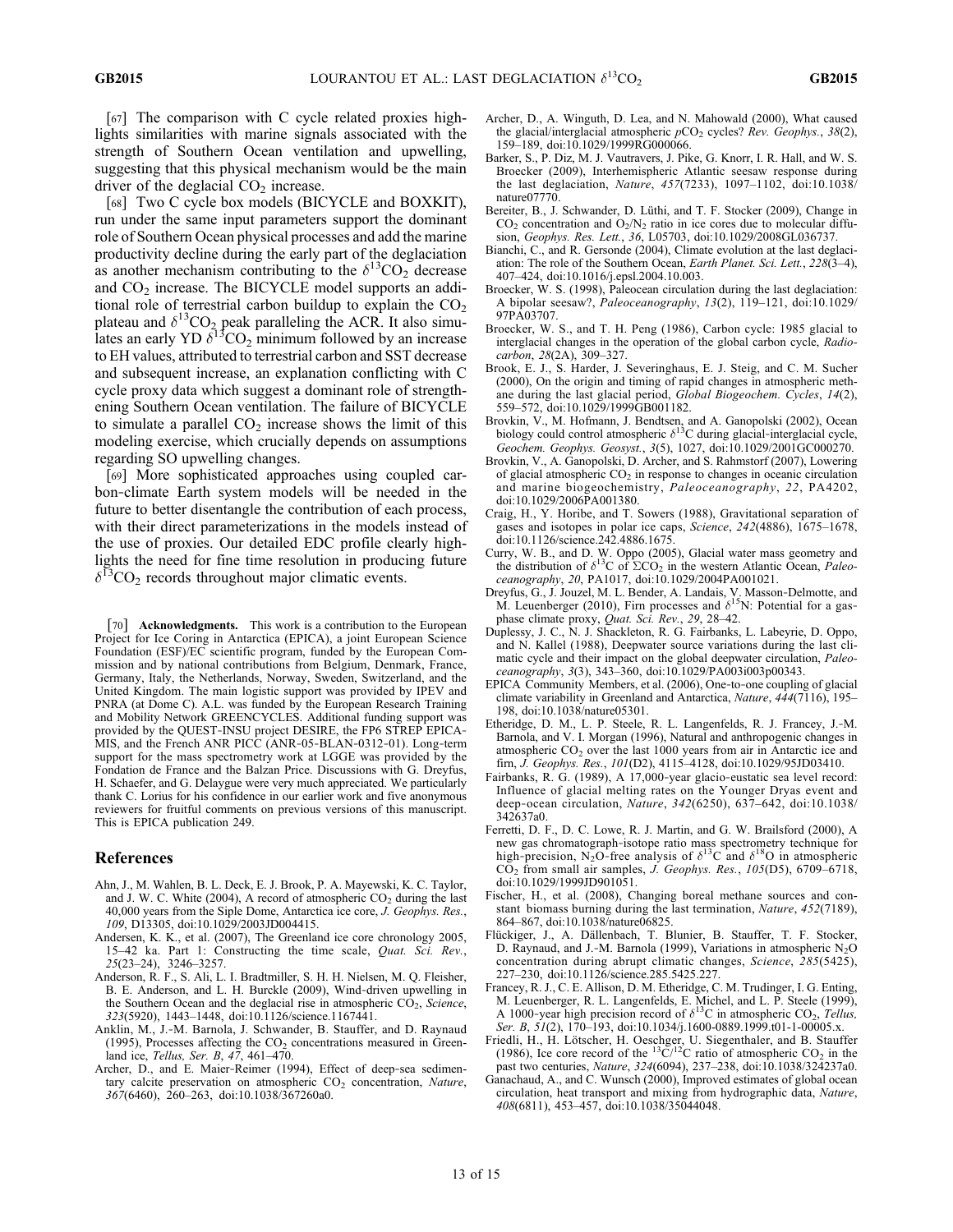[67] The comparison with C cycle related proxies highlights similarities with marine signals associated with the strength of Southern Ocean ventilation and upwelling, suggesting that this physical mechanism would be the main driver of the deglacial $CO_2$ increase.

[68] Two C cycle box models (BICYCLE and BOXKIT), run under the same input parameters support the dominant role of Southern Ocean physical processes and add the marine productivity decline during the early part of the deglaciation as another mechanism contributing to the $\delta^{13}CO_2$ decrease and $CO_2$ increase. The BICYCLE model supports an additional role of terrestrial carbon buildup to explain the $CO_2$ plateau and $\delta^{13}CO_2$ peak paralleling the ACR. It also simulates an early YD $\delta^{13}CO_2$ minimum followed by an increase to EH values, attributed to terrestrial carbon and SST decrease and subsequent increase, an explanation conflicting with C cycle proxy data which suggest a dominant role of strengthening Southern Ocean ventilation. The failure of BICYCLE to simulate a parallel $CO_2$ increase shows the limit of this modeling exercise, which crucially depends on assumptions regarding SO upwelling changes.

[69] More sophisticated approaches using coupled carbon-climate Earth system models will be needed in the future to better disentangle the contribution of each process, with their direct parameterizations in the models instead of the use of proxies. Our detailed EDC profile clearly highlights the need for fine time resolution in producing future $\delta^{13}CO_2$ records throughout major climatic events.

[70] **Acknowledgments.** This work is a contribution to the European Project for Ice Coring in Antarctica (EPICA), a joint European Science Foundation (ESF)/EC scientific program, funded by the European Commission and by national contributions from Belgium, Denmark, France, Germany, Italy, the Netherlands, Norway, Sweden, Switzerland, and the United Kingdom. The main logistic support was provided by IPEV and PNRA (at Dome C). A.L. was funded by the European Research Training and Mobility Network GREENCYCLES. Additional funding support was provided by the QUEST-INSU project DESIRE, the FP6 STREP EPICA-MIS, and the French ANR PICC (ANR-05-BLAN-0312-01). Long-term support for the mass spectrometry work at LGGE was provided by the Fondation de France and the Balzan Price. Discussions with G. Dreyfus, H. Schaefer, and G. Delaygue were very much appreciated. We particularly thank C. Lorius for his confidence in our earlier work and five anonymous reviewers for fruitful comments on previous versions of this manuscript. This is EPICA publication 249.

## References

Ahn, J., M. Wahlen, B. L. Deck, E. J. Brook, P. A. Mayewski, K. C. Taylor, and J. W. C. White (2004), A record of atmospheric $CO_2$ during the last 40,000 years from the Siple Dome, Antarctica ice core, *J. Geophys. Res.*, *109*, D13305, doi:10.1029/2003JD004415.

Andersen, K. K., et al. (2007), The Greenland ice core chronology 2005, 15–42 ka. Part 1: Constructing the time scale, *Quat. Sci. Rev.*, *25*(23–24), 3246–3257.

Anderson, R. F., S. Ali, L. I. Bradtmiller, S. H. H. Nielsen, M. Q. Fleisher, B. E. Anderson, and L. H. Burckle (2009), Wind-driven upwelling in the Southern Ocean and the deglacial rise in atmospheric $CO_2$, *Science*, *323*(5920), 1443–1448, doi:10.1126/science.1167441.

Anklin, M., J.-M. Barnola, J. Schwander, B. Stauffer, and D. Raynaud (1995), Processes affecting the $CO_2$ concentrations measured in Greenland ice, *Tellus, Ser. B*, *47*, 461–470.

Archer, D., and E. Maier-Reimer (1994), Effect of deep-sea sedimentary calcite preservation on atmospheric $CO_2$ concentration, *Nature*, *367*(6460), 260–263, doi:10.1038/367260a0.

Archer, D., A. Winguth, D. Lea, and N. Mahowald (2000), What caused the glacial/interglacial atmospheric $pCO_2$ cycles? *Rev. Geophys.*, *38*(2), 159–189, doi:10.1029/1999RG000066.

Barker, S., P. Diz, M. J. Vautravers, J. Pike, G. Knorr, I. R. Hall, and W. S. Broecker (2009), Interhemispheric Atlantic seesaw response during the last deglaciation, *Nature*, *457*(7233), 1097–1102, doi:10.1038/nature07770.

Bereiter, B., J. Schwander, D. Lüthi, and T. F. Stocker (2009), Change in $CO_2$ concentration and $O_2/N_2$ ratio in ice cores due to molecular diffusion, *Geophys. Res. Lett.*, *36*, L05703, doi:10.1029/2008GL036737.

Bianchi, C., and R. Gersonde (2004), Climate evolution at the last deglaciation: The role of the Southern Ocean, *Earth Planet. Sci. Lett.*, *228*(3–4), 407–424, doi:10.1016/j.epsl.2004.10.003.

Broecker, W. S. (1998), Paleocean circulation during the last deglaciation: A bipolar seesaw?, *Paleoceanography*, *13*(2), 119–121, doi:10.1029/97PA03707.

Broecker, W. S., and T. H. Peng (1986), Carbon cycle: 1985 glacial to interglacial changes in the operation of the global carbon cycle, *Radiocarbon*, *28*(2A), 309–327.

Brook, E. J., S. Harder, J. Severinghaus, E. J. Steig, and C. M. Sucher (2000), On the origin and timing of rapid changes in atmospheric methane during the last glacial period, *Global Biogeochem. Cycles*, *14*(2), 559–572, doi:10.1029/1999GB001182.

Brovkin, V., M. Hofmann, J. Bendtsen, and A. Ganopolski (2002), Ocean biology could control atmospheric $\delta^{13}C$ during glacial-interglacial cycle, *Geochem. Geophys. Geosyst.*, *3*(5), 1027, doi:10.1029/2001GC000270.

Brovkin, V., A. Ganopolski, D. Archer, and S. Rahmstorf (2007), Lowering of glacial atmospheric $CO_2$ in response to changes in oceanic circulation and marine biogeochemistry, *Paleoceanography*, *22*, PA4202, doi:10.1029/2006PA001380.

Craig, H., Y. Horibe, and T. Sowers (1988), Gravitational separation of gases and isotopes in polar ice caps, *Science*, *242*(4886), 1675–1678, doi:10.1126/science.242.4886.1675.

Curry, W. B., and D. W. Oppo (2005), Glacial water mass geometry and the distribution of $\delta^{13}C$ of $\Sigma CO_2$ in the western Atlantic Ocean, *Paleoceanography*, *20*, PA1017, doi:10.1029/2004PA001021.

Dreyfus, G., J. Jouzel, M. L. Bender, A. Landais, V. Masson-Delmotte, and M. Leuenberger (2010), Firn processes and $\delta^{15}N$: Potential for a gas-phase climate proxy, *Quat. Sci. Rev.*, *29*, 28–42.

Duplessy, J. C., N. J. Shackleton, R. G. Fairbanks, L. Labeyrie, D. Oppo, and N. Kallel (1988), Deepwater source variations during the last climatic cycle and their impact on the global deepwater circulation, *Paleoceanography*, *3*(3), 343–360, doi:10.1029/PA003i003p00343.

EPICA Community Members, et al. (2006), One-to-one coupling of glacial climate variability in Greenland and Antarctica, *Nature*, *444*(7116), 195–198, doi:10.1038/nature05301.

Etheridge, D. M., L. P. Steele, R. L. Langenfelds, R. J. Francey, J.-M. Barnola, and V. I. Morgan (1996), Natural and anthropogenic changes in atmospheric $CO_2$ over the last 1000 years from air in Antarctic ice and firn, *J. Geophys. Res.*, *101*(D2), 4115–4128, doi:10.1029/95JD03410.

Fairbanks, R. G. (1989), A 17,000-year glacio-eustatic sea level record: Influence of glacial melting rates on the Younger Dryas event and deep-ocean circulation, *Nature*, *342*(6250), 637–642, doi:10.1038/342637a0.

Ferretti, D. F., D. C. Lowe, R. J. Martin, and G. W. Brailsford (2000), A new gas chromatograph-isotope ratio mass spectrometry technique for high-precision, $N_2O$-free analysis of $\delta^{13}C$ and $\delta^{18}O$ in atmospheric $CO_2$ from small air samples, *J. Geophys. Res.*, *105*(D5), 6709–6718, doi:10.1029/1999JD901051.

Fischer, H., et al. (2008), Changing boreal methane sources and constant biomass burning during the last termination, *Nature*, *452*(7189), 864–867, doi:10.1038/nature06825.

Flückiger, J., A. Dällenbach, T. Blunier, B. Stauffer, T. F. Stocker, D. Raynaud, and J.-M. Barnola (1999), Variations in atmospheric $N_2O$ concentration during abrupt climatic changes, *Science*, *285*(5425), 227–230, doi:10.1126/science.285.5425.227.

Francey, R. J., C. E. Allison, D. M. Etheridge, C. M. Trudinger, I. G. Enting, M. Leuenberger, R. L. Langenfelds, E. Michel, and L. P. Steele (1999), A 1000-year high precision record of $\delta^{13}C$ in atmospheric $CO_2$, *Tellus, Ser. B*, *51*(2), 170–193, doi:10.1034/j.1600-0889.1999.t01-1-00005.x.

Friedli, H., H. Lötscher, H. Oeschger, U. Siegenthaler, and B. Stauffer (1986), Ice core record of the $^{13}C/^{12}C$ ratio of atmospheric $CO_2$ in the past two centuries, *Nature*, *324*(6094), 237–238, doi:10.1038/324237a0.

Ganachaud, A., and C. Wunsch (2000), Improved estimates of global ocean circulation, heat transport and mixing from hydrographic data, *Nature*, *408*(6811), 453–457, doi:10.1038/35044048.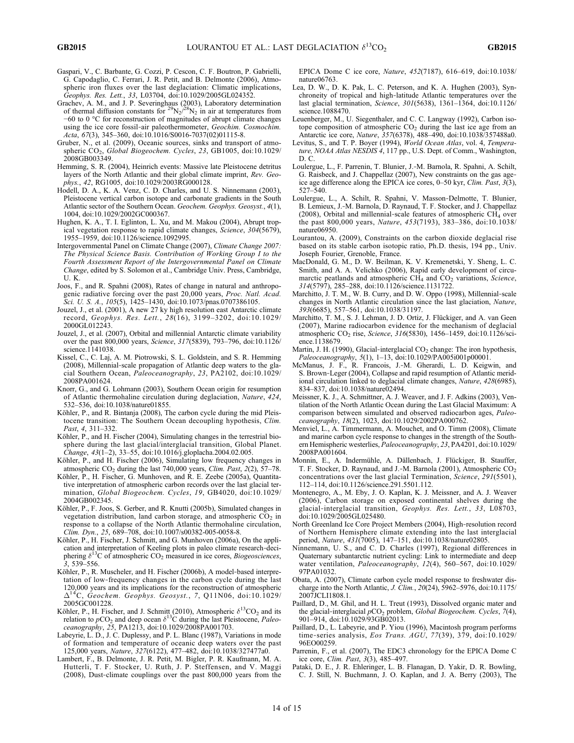Gaspari, V., C. Barbante, G. Cozzi, P. Cescon, C. F. Boutron, P. Gabrielli, G. Capodaglio, C. Ferrari, J. R. Petit, and B. Delmonte (2006), Atmospheric iron fluxes over the last deglaciation: Climatic implications, *Geophys. Res. Lett.*, *33*, L03704, doi:10.1029/2005GL024352.

Grachev, A. M., and J. P. Severinghaus (2003), Laboratory determination of thermal diffusion constants for $^{29}N_2/^{28}N_2$ in air at temperatures from −60 to 0 °C for reconstruction of magnitudes of abrupt climate changes using the ice core fossil-air paleothermometer, *Geochim. Cosmochim. Acta*, *67*(3), 345–360, doi:10.1016/S0016-7037(02)01115-8.

Gruber, N., et al. (2009), Oceanic sources, sinks and transport of atmospheric $CO_2$, *Global Biogeochem. Cycles*, *23*, GB1005, doi:10.1029/2008GB003349.

Hemming, S. R. (2004), Heinrich events: Massive late Pleistocene detritus layers of the North Atlantic and their global climate imprint, *Rev. Geophys.*, *42*, RG1005, doi:10.1029/2003RG000128.

Hodell, D. A., K. A. Venz, C. D. Charles, and U. S. Ninnemann (2003), Pleistocene vertical carbon isotope and carbonate gradients in the South Atlantic sector of the Southern Ocean. *Geochem. Geophys. Geosyst.*, *4*(1), 1004, doi:10.1029/2002GC000367.

Hughen, K. A., T. I. Eglinton, L. Xu, and M. Makou (2004), Abrupt tropical vegetation response to rapid climate changes, *Science*, *304*(5679), 1955–1959, doi:10.1126/science.1092995.

Intergovernmental Panel on Climate Change (2007), *Climate Change 2007: The Physical Science Basis. Contribution of Working Group I to the Fourth Assessment Report of the Intergovernmental Panel on Climate Change*, edited by S. Solomon et al., Cambridge Univ. Press, Cambridge, U. K.

Joos, F., and R. Spahni (2008), Rates of change in natural and anthropogenic radiative forcing over the past 20,000 years, *Proc. Natl. Acad. Sci. U. S. A.*, *105*(5), 1425–1430, doi:10.1073/pnas.0707386105.

Jouzel, J., et al. (2001), A new 27 ky high resolution east Antarctic climate record, *Geophys. Res. Lett.*, *28*(16), 3199–3202, doi:10.1029/2000GL012243.

Jouzel, J., et al. (2007), Orbital and millennial Antarctic climate variability over the past 800,000 years, *Science*, *317*(5839), 793–796, doi:10.1126/science.1141038.

Kissel, C., C. Laj, A. M. Piotrowski, S. L. Goldstein, and S. R. Hemming (2008), Millennial-scale propagation of Atlantic deep waters to the glacial Southern Ocean, *Paleoceanography*, *23*, PA2102, doi:10.1029/2008PA001624.

Knorr, G., and G. Lohmann (2003), Southern Ocean origin for resumption of Atlantic thermohaline circulation during deglaciation, *Nature*, *424*, 532–536, doi:10.1038/nature01855.

Köhler, P., and R. Bintanja (2008), The carbon cycle during the mid Pleistocene transition: The Southern Ocean decoupling hypothesis, *Clim. Past*, *4*, 311–332.

Köhler, P., and H. Fischer (2004), Simulating changes in the terrestrial biosphere during the last glacial/interglacial transition, Global Planet. *Change*, *43*(1–2), 33–55, doi:10.1016/j.gloplacha.2004.02.005.

Köhler, P., and H. Fischer (2006), Simulating low frequency changes in atmospheric $CO_2$ during the last 740,000 years, *Clim. Past*, *2*(2), 57–78.

Köhler, P., H. Fischer, G. Munhoven, and R. E. Zeebe (2005a), Quantitative interpretation of atmospheric carbon records over the last glacial termination, *Global Biogeochem. Cycles*, *19*, GB4020, doi:10.1029/2004GB002345.

Köhler, P., F. Joos, S. Gerber, and R. Knutti (2005b), Simulated changes in vegetation distribution, land carbon storage, and atmospheric $CO_2$ in response to a collapse of the North Atlantic thermohaline circulation, *Clim. Dyn.*, *25*, 689–708, doi:10.1007/s00382-005-0058-8.

Köhler, P., H. Fischer, J. Schmitt, and G. Munhoven (2006a), On the application and interpretation of Keeling plots in paleo climate research-deciphering $\delta^{13}C$ of atmospheric $CO_2$ measured in ice cores, *Biogeosciences*, *3*, 539–556.

Köhler, P., R. Muscheler, and H. Fischer (2006b), A model-based interpretation of low-frequency changes in the carbon cycle during the last 120,000 years and its implications for the reconstruction of atmospheric $\Delta^{14}C$, *Geochem. Geophys. Geosyst.*, *7*, Q11N06, doi:10.1029/2005GC001228.

Köhler, P., H. Fischer, and J. Schmitt (2010), Atmospheric $\delta^{13}CO_2$ and its relation to $pCO_2$ and deep ocean $\delta^{13}C$ during the last Pleistocene, *Paleoceanography*, *25*, PA1213, doi:10.1029/2008PA001703.

Labeyrie, L. D., J. C. Duplessy, and P. L. Blanc (1987), Variations in mode of formation and temperature of oceanic deep waters over the past 125,000 years, *Nature*, *327*(6122), 477–482, doi:10.1038/327477a0.

Lambert, F., B. Delmonte, J. R. Petit, M. Bigler, P. R. Kaufmann, M. A. Hutterli, T. F. Stocker, U. Ruth, J. P. Steffensen, and V. Maggi (2008), Dust-climate couplings over the past 800,000 years from the EPICA Dome C ice core, *Nature*, *452*(7187), 616–619, doi:10.1038/nature06763.

Lea, D. W., D. K. Pak, L. C. Peterson, and K. A. Hughen (2003), Synchroneity of tropical and high-latitude Atlantic temperatures over the last glacial termination, *Science*, *301*(5638), 1361–1364, doi:10.1126/science.1088470.

Leuenberger, M., U. Siegenthaler, and C. C. Langway (1992), Carbon isotope composition of atmospheric $CO_2$ during the last ice age from an Antarctic ice core, *Nature*, *357*(6378), 488–490, doi:10.1038/357488a0.

Levitus, S., and T. P. Boyer (1994), *World Ocean Atlas*, vol. 4, *Temperature, NOAA Atlas NESDIS 4*, 117 pp., U.S. Dept. of Comm., Washington, D. C.

Loulergue, L., F. Parrenin, T. Blunier, J.-M. Barnola, R. Spahni, A. Schilt, G. Raisbeck, and J. Chappellaz (2007), New constraints on the gas age-ice age difference along the EPICA ice cores, 0–50 kyr, *Clim. Past*, *3*(3), 527–540.

Loulergue, L., A. Schilt, R. Spahni, V. Masson-Delmotte, T. Blunier, B. Lemieux, J.-M. Barnola, D. Raynaud, T. F. Stocker, and J. Chappellaz (2008), Orbital and millennial-scale features of atmospheric $CH_4$ over the past 800,000 years, *Nature*, *453*(7193), 383–386, doi:10.1038/nature06950.

Lourantou, A. (2009), Constraints on the carbon dioxide deglacial rise based on its stable carbon isotopic ratio, Ph.D. thesis, 194 pp., Univ. Joseph Fourier, Grenoble, France.

MacDonald, G. M., D. W. Beilman, K. V. Kremenetski, Y. Sheng, L. C. Smith, and A. A. Velichko (2006), Rapid early development of circumarctic peatlands and atmospheric $CH_4$ and $CO_2$ variations, *Science*, *314*(5797), 285–288, doi:10.1126/science.1131722.

Marchitto, J. T. M., W. B. Curry, and D. W. Oppo (1998), Millennial-scale changes in North Atlantic circulation since the last glaciation, *Nature*, *393*(6685), 557–561, doi:10.1038/31197.

Marchitto, T. M., S. J. Lehman, J. D. Ortiz, J. Flückiger, and A. van Geen (2007), Marine radiocarbon evidence for the mechanism of deglacial atmospheric $CO_2$ rise, *Science*, *316*(5830), 1456–1459, doi:10.1126/science.1138679.

Martin, J. H. (1990), Glacial-interglacial $CO_2$ change: The iron hypothesis, *Paleoceanography*, *5*(1), 1–13, doi:10.1029/PA005i001p00001.

McManus, J. F., R. Francois, J.-M. Gherardi, L. D. Keigwin, and S. Brown-Leger (2004), Collapse and rapid resumption of Atlantic meridional circulation linked to deglacial climate changes, *Nature*, *428*(6985), 834–837, doi:10.1038/nature02494.

Meissner, K. J., A. Schmittner, A. J. Weaver, and J. F. Adkins (2003), Ventilation of the North Atlantic Ocean during the Last Glacial Maximum: A comparison between simulated and observed radiocarbon ages, *Paleoceanography*, *18*(2), 1023, doi:10.1029/2002PA000762.

Menviel, L., A. Timmermann, A. Mouchet, and O. Timm (2008), Climate and marine carbon cycle response to changes in the strength of the Southern Hemisphere westerlies, *Paleoceanography*, *23*, PA4201, doi:10.1029/2008PA001604.

Monnin, E., A. Indermühle, A. Dällenbach, J. Flückiger, B. Stauffer, T. F. Stocker, D. Raynaud, and J.-M. Barnola (2001), Atmospheric $CO_2$ concentrations over the last glacial Termination, *Science*, *291*(5501), 112–114, doi:10.1126/science.291.5501.112.

Montenegro, A., M. Eby, J. O. Kaplan, K. J. Meissner, and A. J. Weaver (2006), Carbon storage on exposed continental shelves during the glacial-interglacial transition, *Geophys. Res. Lett.*, *33*, L08703, doi:10.1029/2005GL025480.

North Greenland Ice Core Project Members (2004), High-resolution record of Northern Hemisphere climate extending into the last interglacial period, *Nature*, *431*(7005), 147–151, doi:10.1038/nature02805.

Ninnemann, U. S., and C. D. Charles (1997), Regional differences in Quaternary subantarctic nutrient cycling: Link to intermediate and deep water ventilation, *Paleoceanography*, *12*(4), 560–567, doi:10.1029/97PA01032.

Obata, A. (2007), Climate carbon cycle model response to freshwater discharge into the North Atlantic, *J. Clim.*, *20*(24), 5962–5976, doi:10.1175/2007JCLI1808.1.

Paillard, D., M. Ghil, and H. L. Treut (1993), Dissolved organic mater and the glacial-interglacial $pCO_2$ problem, *Global Biogeochem. Cycles*, *7*(4), 901–914, doi:10.1029/93GB02013.

Paillard, D., L. Labeyrie, and P. Yiou (1996), Macintosh program performs time-series analysis, *Eos Trans. AGU*, *77*(39), 379, doi:10.1029/96EO00259.

Parrenin, F., et al. (2007), The EDC3 chronology for the EPICA Dome C ice core, *Clim. Past*, *3*(3), 485–497.

Pataki, D. E., J. R. Ehleringer, L. B. Flanagan, D. Yakir, D. R. Bowling, C. J. Still, N. Buchmann, J. O. Kaplan, and J. A. Berry (2003), The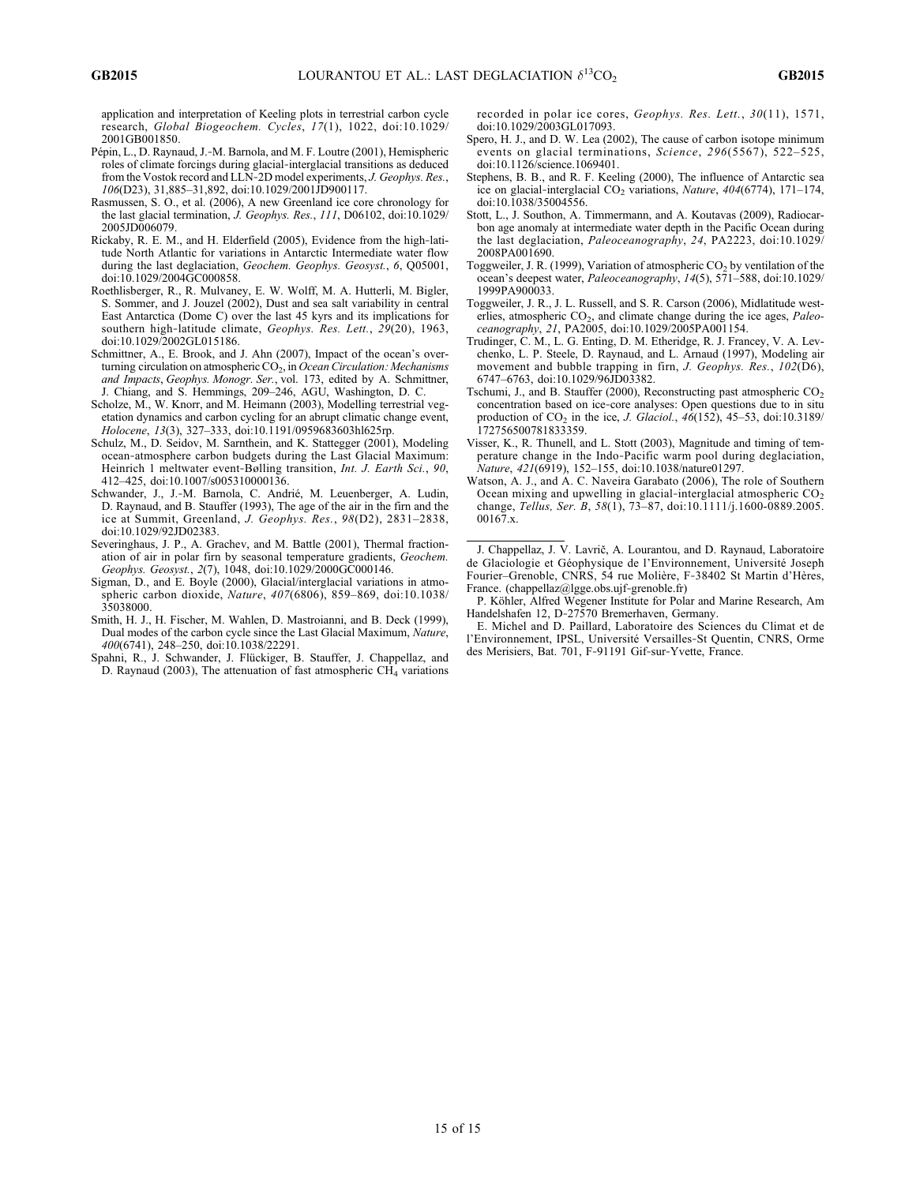application and interpretation of Keeling plots in terrestrial carbon cycle research, *Global Biogeochem. Cycles*, *17*(1), 1022, doi:10.1029/2001GB001850.

Pépin, L., D. Raynaud, J.-M. Barnola, and M. F. Loutre (2001), Hemispheric roles of climate forcings during glacial-interglacial transitions as deduced from the Vostok record and LLN-2D model experiments, *J. Geophys. Res.*, *106*(D23), 31,885–31,892, doi:10.1029/2001JD900117.

Rasmussen, S. O., et al. (2006), A new Greenland ice core chronology for the last glacial termination, *J. Geophys. Res.*, *111*, D06102, doi:10.1029/2005JD006079.

Rickaby, R. E. M., and H. Elderfield (2005), Evidence from the high-latitude North Atlantic for variations in Antarctic Intermediate water flow during the last deglaciation, *Geochem. Geophys. Geosyst.*, *6*, Q05001, doi:10.1029/2004GC000858.

Roethlisberger, R., R. Mulvaney, E. W. Wolff, M. A. Hutterli, M. Bigler, S. Sommer, and J. Jouzel (2002), Dust and sea salt variability in central East Antarctica (Dome C) over the last 45 kyrs and its implications for southern high-latitude climate, *Geophys. Res. Lett.*, *29*(20), 1963, doi:10.1029/2002GL015186.

Schmittner, A., E. Brook, and J. Ahn (2007), Impact of the ocean's overturning circulation on atmospheric $CO_2$, in *Ocean Circulation: Mechanisms and Impacts*, *Geophys. Monogr. Ser.*, vol. 173, edited by A. Schmittner, J. Chiang, and S. Hemmings, 209–246, AGU, Washington, D. C.

Scholze, M., W. Knorr, and M. Heimann (2003), Modelling terrestrial vegetation dynamics and carbon cycling for an abrupt climatic change event, *Holocene*, *13*(3), 327–333, doi:10.1191/0959683603hl625rp.

Schulz, M., D. Seidov, M. Sarnthein, and K. Stattegger (2001), Modeling ocean-atmosphere carbon budgets during the Last Glacial Maximum: Heinrich 1 meltwater event-Bølling transition, *Int. J. Earth Sci.*, *90*, 412–425, doi:10.1007/s005310000136.

Schwander, J., J.-M. Barnola, C. Andrié, M. Leuenberger, A. Ludin, D. Raynaud, and B. Stauffer (1993), The age of the air in the firn and the ice at Summit, Greenland, *J. Geophys. Res.*, *98*(D2), 2831–2838, doi:10.1029/92JD02383.

Severinghaus, J. P., A. Grachev, and M. Battle (2001), Thermal fractionation of air in polar firn by seasonal temperature gradients, *Geochem. Geophys. Geosyst.*, *2*(7), 1048, doi:10.1029/2000GC000146.

Sigman, D., and E. Boyle (2000), Glacial/interglacial variations in atmospheric carbon dioxide, *Nature*, *407*(6806), 859–869, doi:10.1038/35038000.

Smith, H. J., H. Fischer, M. Wahlen, D. Mastroianni, and B. Deck (1999), Dual modes of the carbon cycle since the Last Glacial Maximum, *Nature*, *400*(6741), 248–250, doi:10.1038/22291.

Spahni, R., J. Schwander, J. Flückiger, B. Stauffer, J. Chappellaz, and D. Raynaud (2003), The attenuation of fast atmospheric $CH_4$ variations recorded in polar ice cores, *Geophys. Res. Lett.*, *30*(11), 1571, doi:10.1029/2003GL017093.

Spero, H. J., and D. W. Lea (2002), The cause of carbon isotope minimum events on glacial terminations, *Science*, *296*(5567), 522–525, doi:10.1126/science.1069401.

Stephens, B. B., and R. F. Keeling (2000), The influence of Antarctic sea ice on glacial-interglacial $CO_2$ variations, *Nature*, *404*(6774), 171–174, doi:10.1038/35004556.

Stott, L., J. Southon, A. Timmermann, and A. Koutavas (2009), Radiocarbon age anomaly at intermediate water depth in the Pacific Ocean during the last deglaciation, *Paleoceanography*, *24*, PA2223, doi:10.1029/2008PA001690.

Toggweiler, J. R. (1999), Variation of atmospheric $CO_2$ by ventilation of the ocean's deepest water, *Paleoceanography*, *14*(5), 571–588, doi:10.1029/1999PA900033.

Toggweiler, J. R., J. L. Russell, and S. R. Carson (2006), Midlatitude westerlies, atmospheric $CO_2$, and climate change during the ice ages, *Paleoceanography*, *21*, PA2005, doi:10.1029/2005PA001154.

Trudinger, C. M., L. G. Enting, D. M. Etheridge, R. J. Francey, V. A. Levchenko, L. P. Steele, D. Raynaud, and L. Arnaud (1997), Modeling air movement and bubble trapping in firn, *J. Geophys. Res.*, *102*(D6), 6747–6763, doi:10.1029/96JD03382.

Tschumi, J., and B. Stauffer (2000), Reconstructing past atmospheric $CO_2$ concentration based on ice-core analyses: Open questions due to in situ production of $CO_2$ in the ice, *J. Glaciol.*, *46*(152), 45–53, doi:10.3189/172756500781833359.

Visser, K., R. Thunell, and L. Stott (2003), Magnitude and timing of temperature change in the Indo-Pacific warm pool during deglaciation, *Nature*, *421*(6919), 152–155, doi:10.1038/nature01297.

Watson, A. J., and A. C. Naveira Garabato (2006), The role of Southern Ocean mixing and upwelling in glacial-interglacial atmospheric $CO_2$ change, *Tellus, Ser. B*, *58*(1), 73–87, doi:10.1111/j.1600-0889.2005.00167.x.

---

J. Chappellaz, J. V. Lavrič, A. Lourantou, and D. Raynaud, Laboratoire de Glaciologie et Géophysique de l'Environnement, Université Joseph Fourier–Grenoble, CNRS, 54 rue Molière, F-38402 St Martin d'Hères, France. (chappellaz@lgge.obs.ujf-grenoble.fr)

P. Köhler, Alfred Wegener Institute for Polar and Marine Research, Am Handelshafen 12, D-27570 Bremerhaven, Germany.

E. Michel and D. Paillard, Laboratoire des Sciences du Climat et de l'Environnement, IPSL, Université Versailles-St Quentin, CNRS, Orme des Merisiers, Bat. 701, F-91191 Gif-sur-Yvette, France.